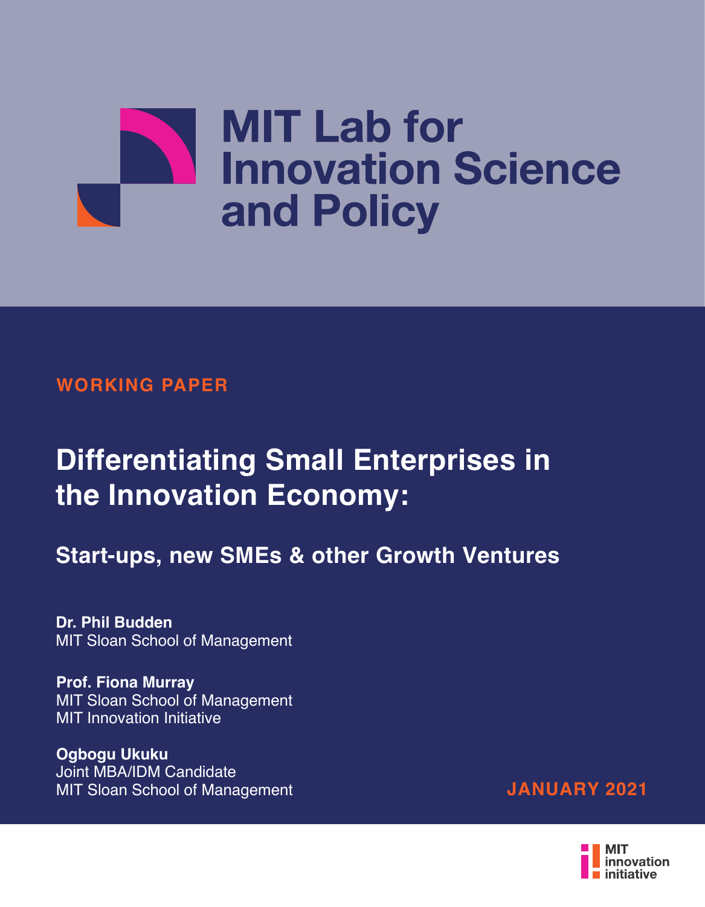MIT Lab for Innovation Science and Policy

WORKING PAPER

# Differentiating Small Enterprises in the Innovation Economy:

## Start-ups, new SMEs & other Growth Ventures

**Dr. Phil Budden**
MIT Sloan School of Management

**Prof. Fiona Murray**
MIT Sloan School of Management
MIT Innovation Initiative

**Ogbogu Ukuku**
Joint MBA/IDM Candidate
MIT Sloan School of Management

JANUARY 2021

MIT innovation initiative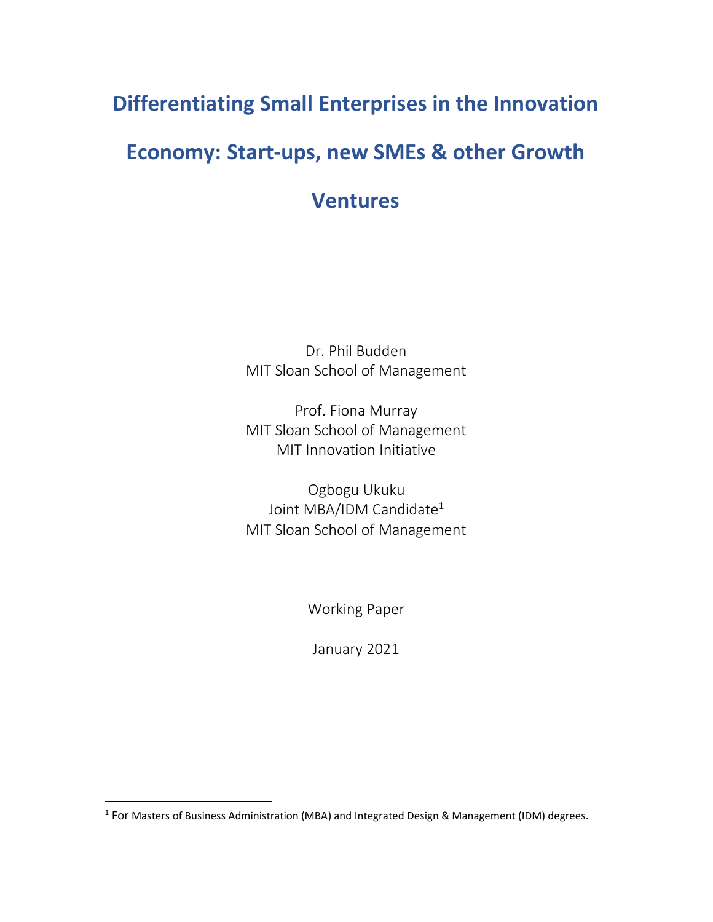# Differentiating Small Enterprises in the Innovation Economy: Start-ups, new SMEs & other Growth Ventures

Dr. Phil Budden
MIT Sloan School of Management

Prof. Fiona Murray
MIT Sloan School of Management
MIT Innovation Initiative

Ogbogu Ukuku
Joint MBA/IDM Candidate[1]
MIT Sloan School of Management

Working Paper

January 2021

[1] For Masters of Business Administration (MBA) and Integrated Design & Management (IDM) degrees.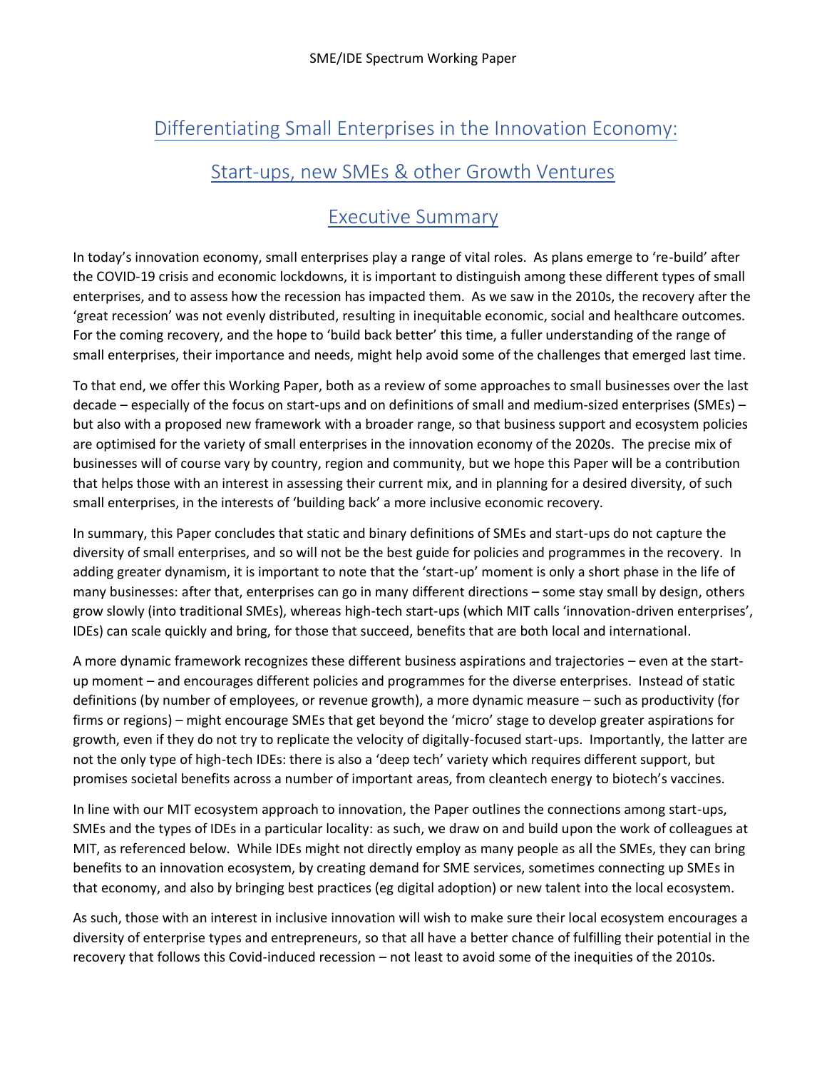# Differentiating Small Enterprises in the Innovation Economy:

# Start-ups, new SMEs & other Growth Ventures

## Executive Summary

In today's innovation economy, small enterprises play a range of vital roles. As plans emerge to 're-build' after the COVID-19 crisis and economic lockdowns, it is important to distinguish among these different types of small enterprises, and to assess how the recession has impacted them. As we saw in the 2010s, the recovery after the 'great recession' was not evenly distributed, resulting in inequitable economic, social and healthcare outcomes. For the coming recovery, and the hope to 'build back better' this time, a fuller understanding of the range of small enterprises, their importance and needs, might help avoid some of the challenges that emerged last time.

To that end, we offer this Working Paper, both as a review of some approaches to small businesses over the last decade – especially of the focus on start-ups and on definitions of small and medium-sized enterprises (SMEs) – but also with a proposed new framework with a broader range, so that business support and ecosystem policies are optimised for the variety of small enterprises in the innovation economy of the 2020s. The precise mix of businesses will of course vary by country, region and community, but we hope this Paper will be a contribution that helps those with an interest in assessing their current mix, and in planning for a desired diversity, of such small enterprises, in the interests of 'building back' a more inclusive economic recovery.

In summary, this Paper concludes that static and binary definitions of SMEs and start-ups do not capture the diversity of small enterprises, and so will not be the best guide for policies and programmes in the recovery. In adding greater dynamism, it is important to note that the 'start-up' moment is only a short phase in the life of many businesses: after that, enterprises can go in many different directions – some stay small by design, others grow slowly (into traditional SMEs), whereas high-tech start-ups (which MIT calls 'innovation-driven enterprises', IDEs) can scale quickly and bring, for those that succeed, benefits that are both local and international.

A more dynamic framework recognizes these different business aspirations and trajectories – even at the start-up moment – and encourages different policies and programmes for the diverse enterprises. Instead of static definitions (by number of employees, or revenue growth), a more dynamic measure – such as productivity (for firms or regions) – might encourage SMEs that get beyond the 'micro' stage to develop greater aspirations for growth, even if they do not try to replicate the velocity of digitally-focused start-ups. Importantly, the latter are not the only type of high-tech IDEs: there is also a 'deep tech' variety which requires different support, but promises societal benefits across a number of important areas, from cleantech energy to biotech's vaccines.

In line with our MIT ecosystem approach to innovation, the Paper outlines the connections among start-ups, SMEs and the types of IDEs in a particular locality: as such, we draw on and build upon the work of colleagues at MIT, as referenced below. While IDEs might not directly employ as many people as all the SMEs, they can bring benefits to an innovation ecosystem, by creating demand for SME services, sometimes connecting up SMEs in that economy, and also by bringing best practices (eg digital adoption) or new talent into the local ecosystem.

As such, those with an interest in inclusive innovation will wish to make sure their local ecosystem encourages a diversity of enterprise types and entrepreneurs, so that all have a better chance of fulfilling their potential in the recovery that follows this Covid-induced recession – not least to avoid some of the inequities of the 2010s.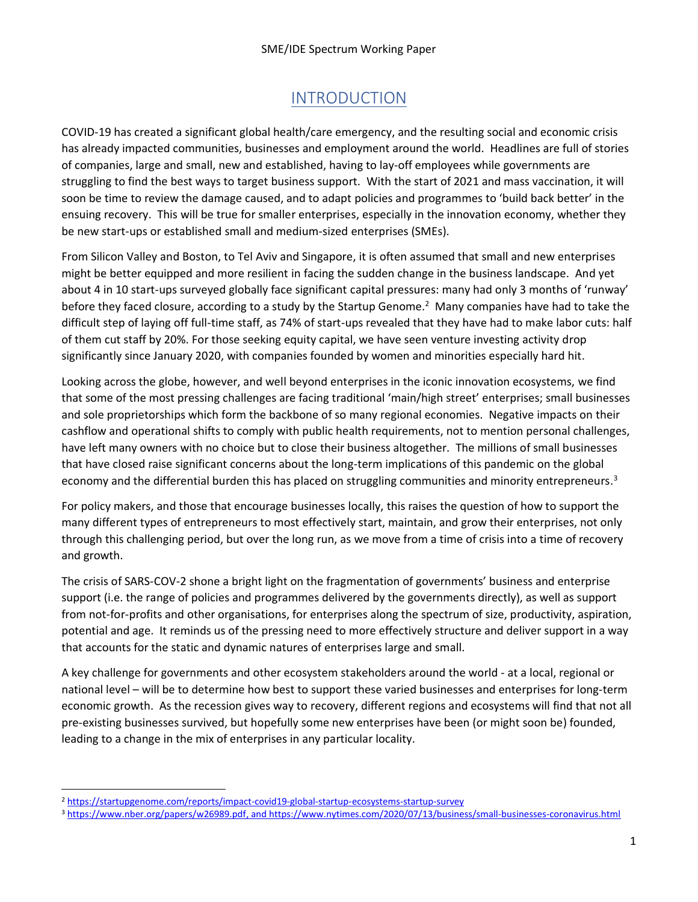# INTRODUCTION

COVID-19 has created a significant global health/care emergency, and the resulting social and economic crisis has already impacted communities, businesses and employment around the world. Headlines are full of stories of companies, large and small, new and established, having to lay-off employees while governments are struggling to find the best ways to target business support. With the start of 2021 and mass vaccination, it will soon be time to review the damage caused, and to adapt policies and programmes to 'build back better' in the ensuing recovery. This will be true for smaller enterprises, especially in the innovation economy, whether they be new start-ups or established small and medium-sized enterprises (SMEs).

From Silicon Valley and Boston, to Tel Aviv and Singapore, it is often assumed that small and new enterprises might be better equipped and more resilient in facing the sudden change in the business landscape. And yet about 4 in 10 start-ups surveyed globally face significant capital pressures: many had only 3 months of 'runway' before they faced closure, according to a study by the Startup Genome.[2] Many companies have had to take the difficult step of laying off full-time staff, as 74% of start-ups revealed that they have had to make labor cuts: half of them cut staff by 20%. For those seeking equity capital, we have seen venture investing activity drop significantly since January 2020, with companies founded by women and minorities especially hard hit.

Looking across the globe, however, and well beyond enterprises in the iconic innovation ecosystems, we find that some of the most pressing challenges are facing traditional 'main/high street' enterprises; small businesses and sole proprietorships which form the backbone of so many regional economies. Negative impacts on their cashflow and operational shifts to comply with public health requirements, not to mention personal challenges, have left many owners with no choice but to close their business altogether. The millions of small businesses that have closed raise significant concerns about the long-term implications of this pandemic on the global economy and the differential burden this has placed on struggling communities and minority entrepreneurs.[3]

For policy makers, and those that encourage businesses locally, this raises the question of how to support the many different types of entrepreneurs to most effectively start, maintain, and grow their enterprises, not only through this challenging period, but over the long run, as we move from a time of crisis into a time of recovery and growth.

The crisis of SARS-COV-2 shone a bright light on the fragmentation of governments' business and enterprise support (i.e. the range of policies and programmes delivered by the governments directly), as well as support from not-for-profits and other organisations, for enterprises along the spectrum of size, productivity, aspiration, potential and age. It reminds us of the pressing need to more effectively structure and deliver support in a way that accounts for the static and dynamic natures of enterprises large and small.

A key challenge for governments and other ecosystem stakeholders around the world - at a local, regional or national level – will be to determine how best to support these varied businesses and enterprises for long-term economic growth. As the recession gives way to recovery, different regions and ecosystems will find that not all pre-existing businesses survived, but hopefully some new enterprises have been (or might soon be) founded, leading to a change in the mix of enterprises in any particular locality.

---

[2] https://startupgenome.com/reports/impact-covid19-global-startup-ecosystems-startup-survey

[3] https://www.nber.org/papers/w26989.pdf, and https://www.nytimes.com/2020/07/13/business/small-businesses-coronavirus.html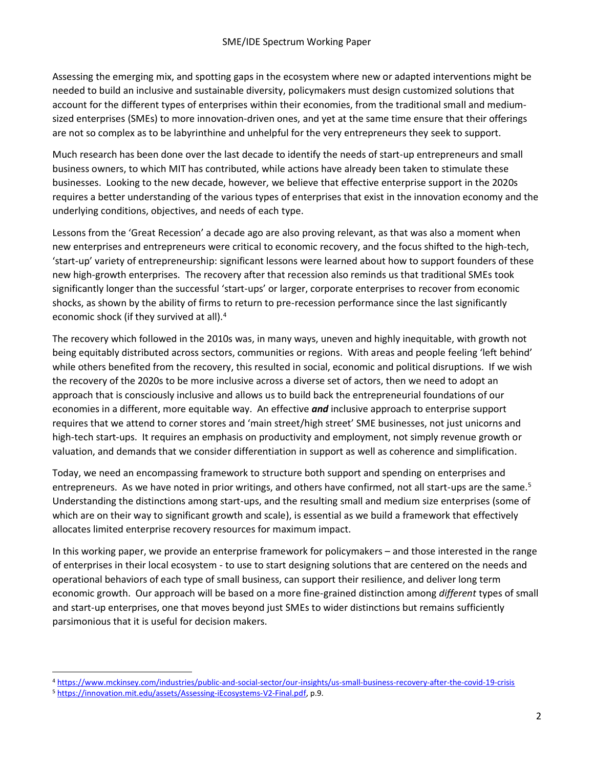Assessing the emerging mix, and spotting gaps in the ecosystem where new or adapted interventions might be needed to build an inclusive and sustainable diversity, policymakers must design customized solutions that account for the different types of enterprises within their economies, from the traditional small and medium-sized enterprises (SMEs) to more innovation-driven ones, and yet at the same time ensure that their offerings are not so complex as to be labyrinthine and unhelpful for the very entrepreneurs they seek to support.

Much research has been done over the last decade to identify the needs of start-up entrepreneurs and small business owners, to which MIT has contributed, while actions have already been taken to stimulate these businesses. Looking to the new decade, however, we believe that effective enterprise support in the 2020s requires a better understanding of the various types of enterprises that exist in the innovation economy and the underlying conditions, objectives, and needs of each type.

Lessons from the 'Great Recession' a decade ago are also proving relevant, as that was also a moment when new enterprises and entrepreneurs were critical to economic recovery, and the focus shifted to the high-tech, 'start-up' variety of entrepreneurship: significant lessons were learned about how to support founders of these new high-growth enterprises. The recovery after that recession also reminds us that traditional SMEs took significantly longer than the successful 'start-ups' or larger, corporate enterprises to recover from economic shocks, as shown by the ability of firms to return to pre-recession performance since the last significantly economic shock (if they survived at all).[4]

The recovery which followed in the 2010s was, in many ways, uneven and highly inequitable, with growth not being equitably distributed across sectors, communities or regions. With areas and people feeling 'left behind' while others benefited from the recovery, this resulted in social, economic and political disruptions. If we wish the recovery of the 2020s to be more inclusive across a diverse set of actors, then we need to adopt an approach that is consciously inclusive and allows us to build back the entrepreneurial foundations of our economies in a different, more equitable way. An effective ***and*** inclusive approach to enterprise support requires that we attend to corner stores and 'main street/high street' SME businesses, not just unicorns and high-tech start-ups. It requires an emphasis on productivity and employment, not simply revenue growth or valuation, and demands that we consider differentiation in support as well as coherence and simplification.

Today, we need an encompassing framework to structure both support and spending on enterprises and entrepreneurs. As we have noted in prior writings, and others have confirmed, not all start-ups are the same.[5] Understanding the distinctions among start-ups, and the resulting small and medium size enterprises (some of which are on their way to significant growth and scale), is essential as we build a framework that effectively allocates limited enterprise recovery resources for maximum impact.

In this working paper, we provide an enterprise framework for policymakers – and those interested in the range of enterprises in their local ecosystem - to use to start designing solutions that are centered on the needs and operational behaviors of each type of small business, can support their resilience, and deliver long term economic growth. Our approach will be based on a more fine-grained distinction among *different* types of small and start-up enterprises, one that moves beyond just SMEs to wider distinctions but remains sufficiently parsimonious that it is useful for decision makers.

[4] https://www.mckinsey.com/industries/public-and-social-sector/our-insights/us-small-business-recovery-after-the-covid-19-crisis

[5] https://innovation.mit.edu/assets/Assessing-iEcosystems-V2-Final.pdf, p.9.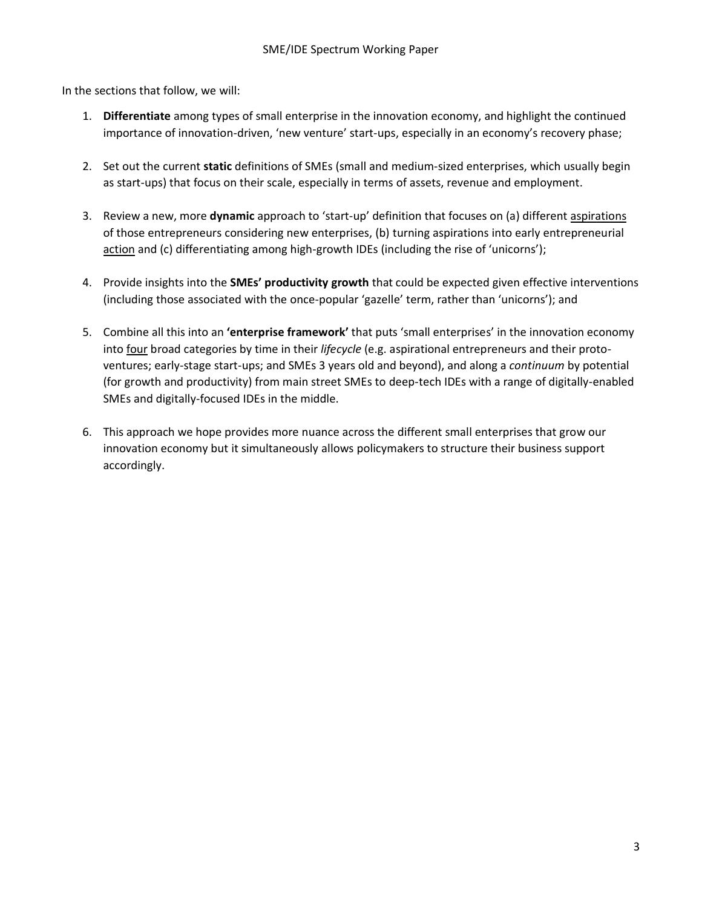In the sections that follow, we will:

1. **Differentiate** among types of small enterprise in the innovation economy, and highlight the continued importance of innovation-driven, 'new venture' start-ups, especially in an economy's recovery phase;

2. Set out the current **static** definitions of SMEs (small and medium-sized enterprises, which usually begin as start-ups) that focus on their scale, especially in terms of assets, revenue and employment.

3. Review a new, more **dynamic** approach to 'start-up' definition that focuses on (a) different aspirations of those entrepreneurs considering new enterprises, (b) turning aspirations into early entrepreneurial action and (c) differentiating among high-growth IDEs (including the rise of 'unicorns');

4. Provide insights into the **SMEs' productivity growth** that could be expected given effective interventions (including those associated with the once-popular 'gazelle' term, rather than 'unicorns'); and

5. Combine all this into an **'enterprise framework'** that puts 'small enterprises' in the innovation economy into four broad categories by time in their *lifecycle* (e.g. aspirational entrepreneurs and their proto-ventures; early-stage start-ups; and SMEs 3 years old and beyond), and along a *continuum* by potential (for growth and productivity) from main street SMEs to deep-tech IDEs with a range of digitally-enabled SMEs and digitally-focused IDEs in the middle.

6. This approach we hope provides more nuance across the different small enterprises that grow our innovation economy but it simultaneously allows policymakers to structure their business support accordingly.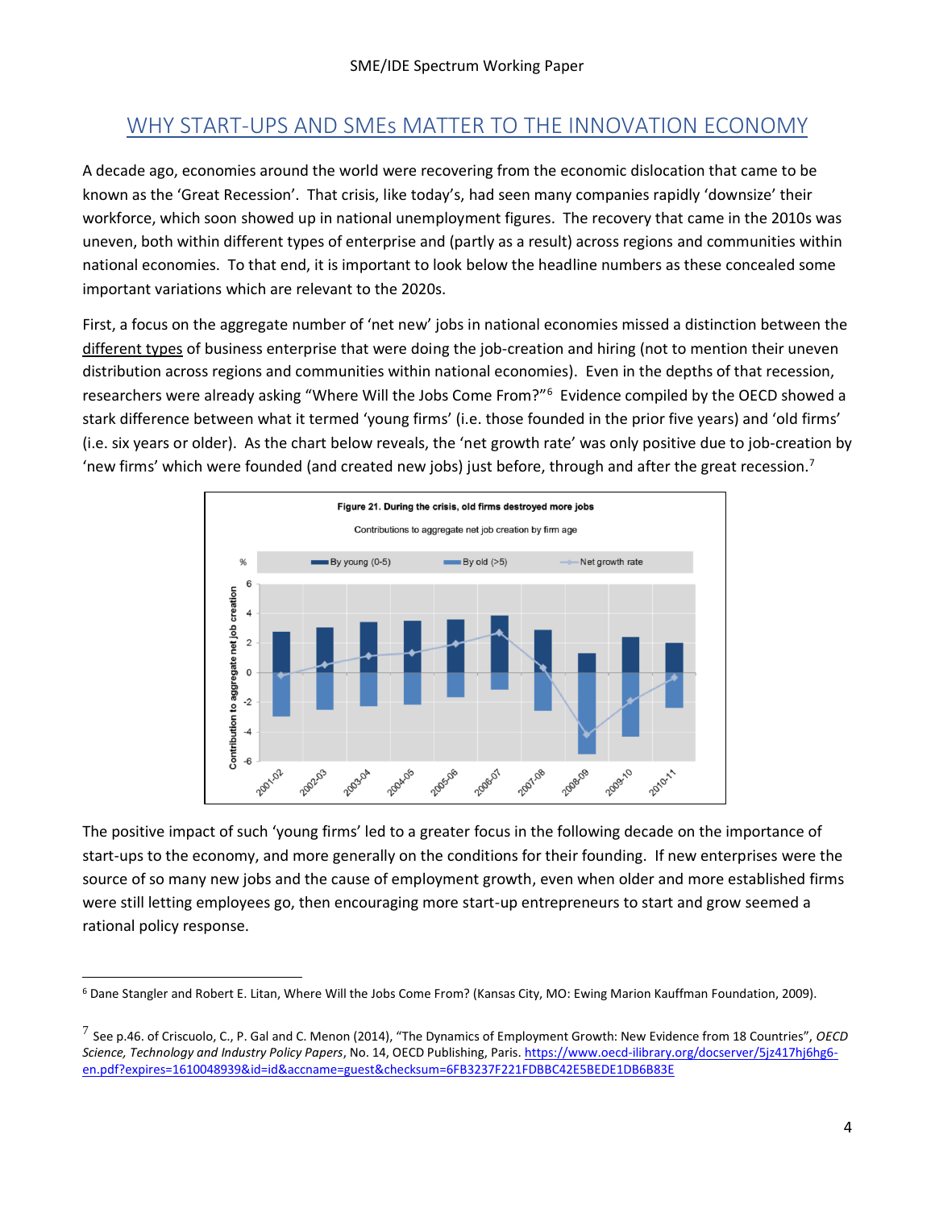## WHY START-UPS AND SMEs MATTER TO THE INNOVATION ECONOMY

A decade ago, economies around the world were recovering from the economic dislocation that came to be known as the 'Great Recession'. That crisis, like today's, had seen many companies rapidly 'downsize' their workforce, which soon showed up in national unemployment figures. The recovery that came in the 2010s was uneven, both within different types of enterprise and (partly as a result) across regions and communities within national economies. To that end, it is important to look below the headline numbers as these concealed some important variations which are relevant to the 2020s.

First, a focus on the aggregate number of 'net new' jobs in national economies missed a distinction between the different types of business enterprise that were doing the job-creation and hiring (not to mention their uneven distribution across regions and communities within national economies). Even in the depths of that recession, researchers were already asking "Where Will the Jobs Come From?"[6] Evidence compiled by the OECD showed a stark difference between what it termed 'young firms' (i.e. those founded in the prior five years) and 'old firms' (i.e. six years or older). As the chart below reveals, the 'net growth rate' was only positive due to job-creation by 'new firms' which were founded (and created new jobs) just before, through and after the great recession.[7]

**Figure 21. During the crisis, old firms destroyed more jobs**

Contributions to aggregate net job creation by firm age

%

By young (0-5)
By old (>5)
Net growth rate

Contribution to aggregate net job creation

6
4
2
0
-2
-4
-6

2001-02
2002-03
2003-04
2004-05
2005-06
2006-07
2007-08
2008-09
2009-10
2010-11

The positive impact of such 'young firms' led to a greater focus in the following decade on the importance of start-ups to the economy, and more generally on the conditions for their founding. If new enterprises were the source of so many new jobs and the cause of employment growth, even when older and more established firms were still letting employees go, then encouraging more start-up entrepreneurs to start and grow seemed a rational policy response.

---

[6] Dane Stangler and Robert E. Litan, Where Will the Jobs Come From? (Kansas City, MO: Ewing Marion Kauffman Foundation, 2009).

[7] See p.46. of Criscuolo, C., P. Gal and C. Menon (2014), "The Dynamics of Employment Growth: New Evidence from 18 Countries", *OECD Science, Technology and Industry Policy Papers*, No. 14, OECD Publishing, Paris. https://www.oecd-ilibrary.org/docserver/5jz417hj6hg6-en.pdf?expires=1610048939&id=id&accname=guest&checksum=6FB3237F221FDBBC42E5BEDE1DB6B83E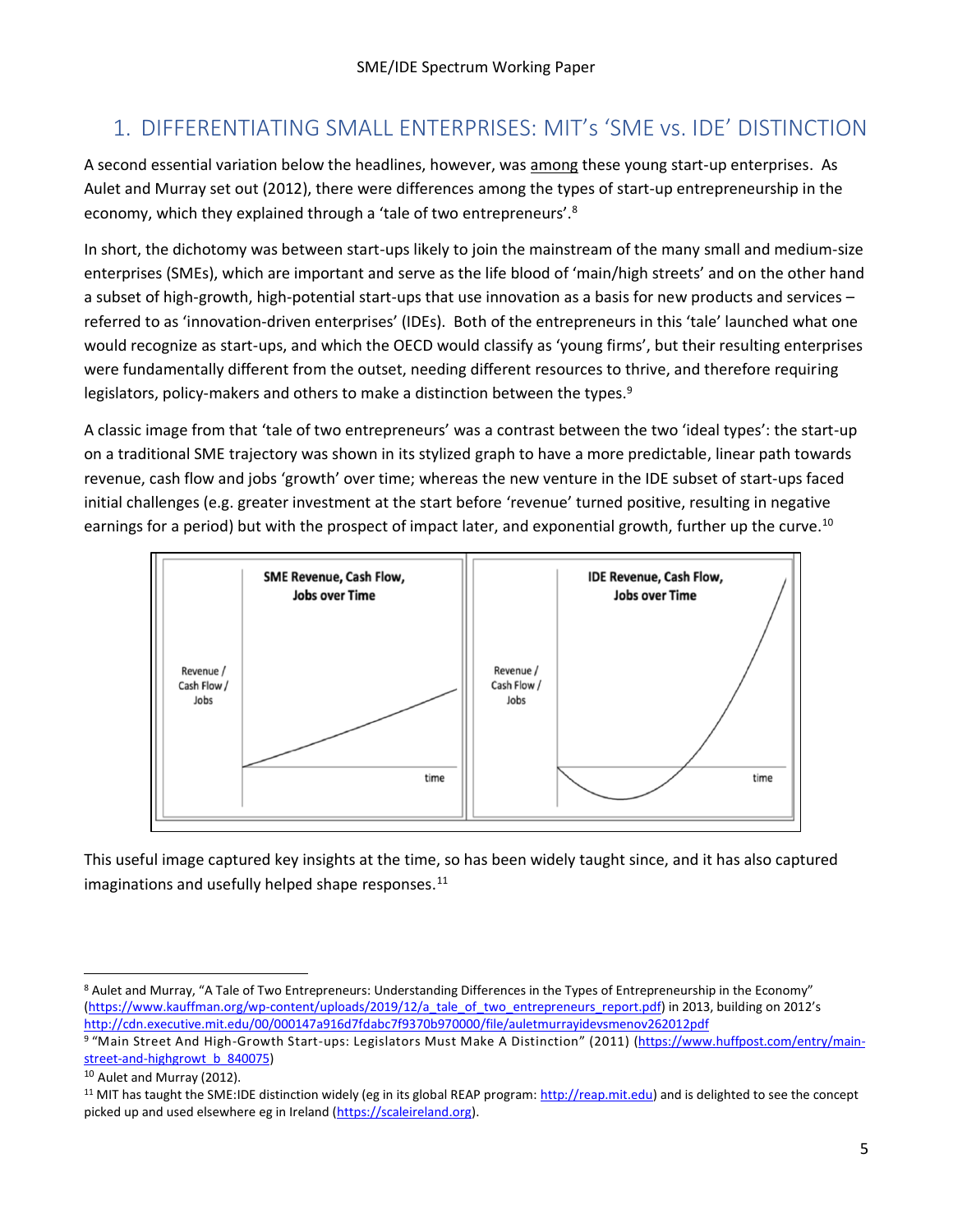## 1. DIFFERENTIATING SMALL ENTERPRISES: MIT's 'SME vs. IDE' DISTINCTION

A second essential variation below the headlines, however, was among these young start-up enterprises. As Aulet and Murray set out (2012), there were differences among the types of start-up entrepreneurship in the economy, which they explained through a 'tale of two entrepreneurs'.[8]

In short, the dichotomy was between start-ups likely to join the mainstream of the many small and medium-size enterprises (SMEs), which are important and serve as the life blood of 'main/high streets' and on the other hand a subset of high-growth, high-potential start-ups that use innovation as a basis for new products and services – referred to as 'innovation-driven enterprises' (IDEs). Both of the entrepreneurs in this 'tale' launched what one would recognize as start-ups, and which the OECD would classify as 'young firms', but their resulting enterprises were fundamentally different from the outset, needing different resources to thrive, and therefore requiring legislators, policy-makers and others to make a distinction between the types.[9]

A classic image from that 'tale of two entrepreneurs' was a contrast between the two 'ideal types': the start-up on a traditional SME trajectory was shown in its stylized graph to have a more predictable, linear path towards revenue, cash flow and jobs 'growth' over time; whereas the new venture in the IDE subset of start-ups faced initial challenges (e.g. greater investment at the start before 'revenue' turned positive, resulting in negative earnings for a period) but with the prospect of impact later, and exponential growth, further up the curve.[10]

SME Revenue, Cash Flow, Jobs over Time

Revenue / Cash Flow / Jobs

time

IDE Revenue, Cash Flow, Jobs over Time

Revenue / Cash Flow / Jobs

time

This useful image captured key insights at the time, so has been widely taught since, and it has also captured imaginations and usefully helped shape responses.[11]

---

[8] Aulet and Murray, "A Tale of Two Entrepreneurs: Understanding Differences in the Types of Entrepreneurship in the Economy" (https://www.kauffman.org/wp-content/uploads/2019/12/a_tale_of_two_entrepreneurs_report.pdf) in 2013, building on 2012's http://cdn.executive.mit.edu/00/000147a916d7fdabc7f9370b970000/file/auletmurrayidevsmenov262012pdf

[9] "Main Street And High-Growth Start-ups: Legislators Must Make A Distinction" (2011) (https://www.huffpost.com/entry/main-street-and-highgrowt_b_840075)

[10] Aulet and Murray (2012).

[11] MIT has taught the SME:IDE distinction widely (eg in its global REAP program: http://reap.mit.edu) and is delighted to see the concept picked up and used elsewhere eg in Ireland (https://scaleireland.org).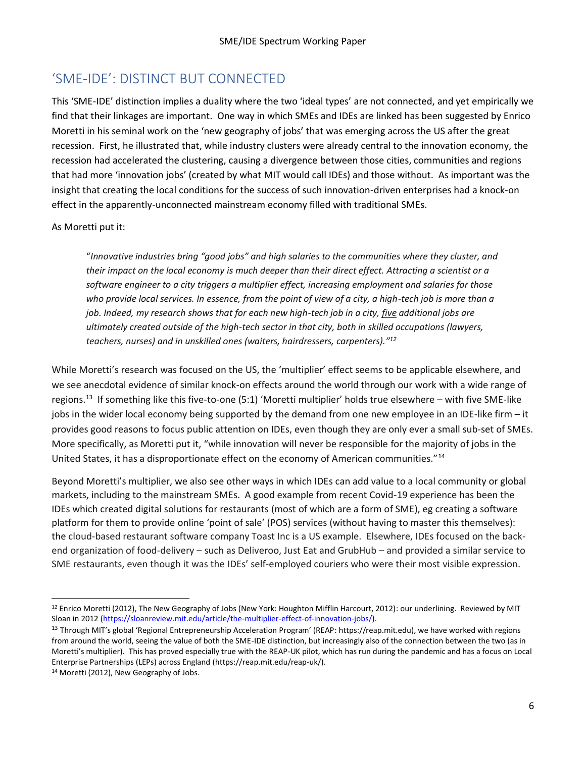## 'SME-IDE': DISTINCT BUT CONNECTED

This 'SME-IDE' distinction implies a duality where the two 'ideal types' are not connected, and yet empirically we find that their linkages are important. One way in which SMEs and IDEs are linked has been suggested by Enrico Moretti in his seminal work on the 'new geography of jobs' that was emerging across the US after the great recession. First, he illustrated that, while industry clusters were already central to the innovation economy, the recession had accelerated the clustering, causing a divergence between those cities, communities and regions that had more 'innovation jobs' (created by what MIT would call IDEs) and those without. As important was the insight that creating the local conditions for the success of such innovation-driven enterprises had a knock-on effect in the apparently-unconnected mainstream economy filled with traditional SMEs.

As Moretti put it:

> "*Innovative industries bring "good jobs" and high salaries to the communities where they cluster, and their impact on the local economy is much deeper than their direct effect. Attracting a scientist or a software engineer to a city triggers a multiplier effect, increasing employment and salaries for those who provide local services. In essence, from the point of view of a city, a high-tech job is more than a job. Indeed, my research shows that for each new high-tech job in a city, <u>five</u> additional jobs are ultimately created outside of the high-tech sector in that city, both in skilled occupations (lawyers, teachers, nurses) and in unskilled ones (waiters, hairdressers, carpenters)."*[12]

While Moretti's research was focused on the US, the 'multiplier' effect seems to be applicable elsewhere, and we see anecdotal evidence of similar knock-on effects around the world through our work with a wide range of regions.[13] If something like this five-to-one (5:1) 'Moretti multiplier' holds true elsewhere – with five SME-like jobs in the wider local economy being supported by the demand from one new employee in an IDE-like firm – it provides good reasons to focus public attention on IDEs, even though they are only ever a small sub-set of SMEs. More specifically, as Moretti put it, "while innovation will never be responsible for the majority of jobs in the United States, it has a disproportionate effect on the economy of American communities."[14]

Beyond Moretti's multiplier, we also see other ways in which IDEs can add value to a local community or global markets, including to the mainstream SMEs. A good example from recent Covid-19 experience has been the IDEs which created digital solutions for restaurants (most of which are a form of SME), eg creating a software platform for them to provide online 'point of sale' (POS) services (without having to master this themselves): the cloud-based restaurant software company Toast Inc is a US example. Elsewhere, IDEs focused on the back-end organization of food-delivery – such as Deliveroo, Just Eat and GrubHub – and provided a similar service to SME restaurants, even though it was the IDEs' self-employed couriers who were their most visible expression.

---

[12] Enrico Moretti (2012), The New Geography of Jobs (New York: Houghton Mifflin Harcourt, 2012): our underlining. Reviewed by MIT Sloan in 2012 (https://sloanreview.mit.edu/article/the-multiplier-effect-of-innovation-jobs/).

[13] Through MIT's global 'Regional Entrepreneurship Acceleration Program' (REAP: https://reap.mit.edu), we have worked with regions from around the world, seeing the value of both the SME-IDE distinction, but increasingly also of the connection between the two (as in Moretti's multiplier). This has proved especially true with the REAP-UK pilot, which has run during the pandemic and has a focus on Local Enterprise Partnerships (LEPs) across England (https://reap.mit.edu/reap-uk/).

[14] Moretti (2012), New Geography of Jobs.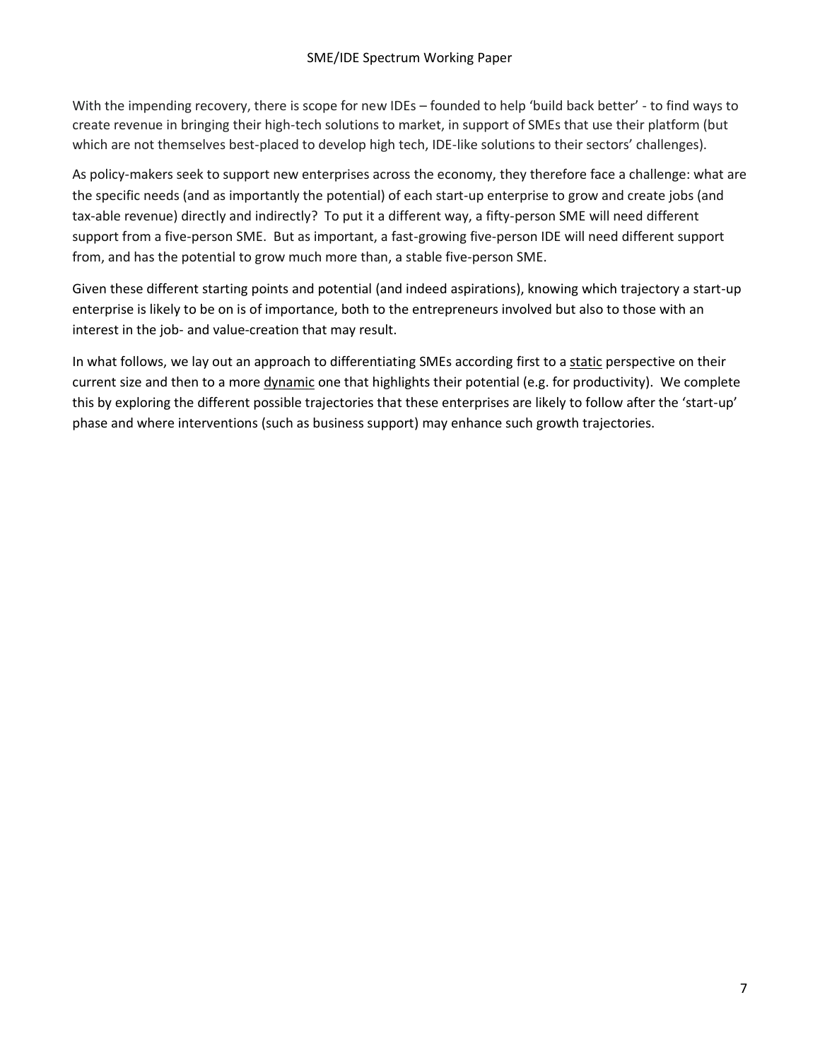With the impending recovery, there is scope for new IDEs – founded to help 'build back better' - to find ways to create revenue in bringing their high-tech solutions to market, in support of SMEs that use their platform (but which are not themselves best-placed to develop high tech, IDE-like solutions to their sectors' challenges).

As policy-makers seek to support new enterprises across the economy, they therefore face a challenge: what are the specific needs (and as importantly the potential) of each start-up enterprise to grow and create jobs (and tax-able revenue) directly and indirectly? To put it a different way, a fifty-person SME will need different support from a five-person SME. But as important, a fast-growing five-person IDE will need different support from, and has the potential to grow much more than, a stable five-person SME.

Given these different starting points and potential (and indeed aspirations), knowing which trajectory a start-up enterprise is likely to be on is of importance, both to the entrepreneurs involved but also to those with an interest in the job- and value-creation that may result.

In what follows, we lay out an approach to differentiating SMEs according first to a <u>static</u> perspective on their current size and then to a more <u>dynamic</u> one that highlights their potential (e.g. for productivity). We complete this by exploring the different possible trajectories that these enterprises are likely to follow after the 'start-up' phase and where interventions (such as business support) may enhance such growth trajectories.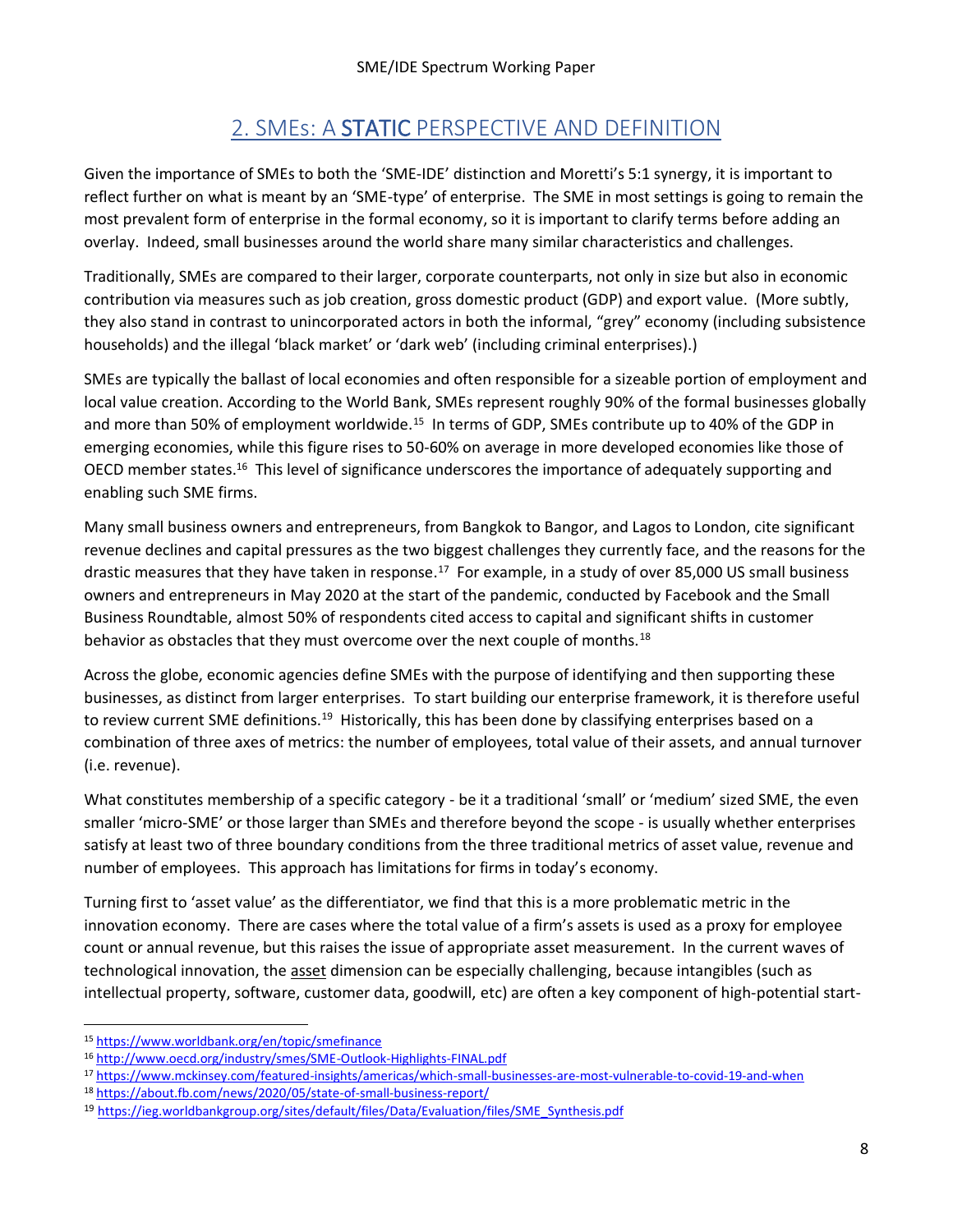## 2. SMEs: A **STATIC** PERSPECTIVE AND DEFINITION

Given the importance of SMEs to both the 'SME-IDE' distinction and Moretti's 5:1 synergy, it is important to reflect further on what is meant by an 'SME-type' of enterprise. The SME in most settings is going to remain the most prevalent form of enterprise in the formal economy, so it is important to clarify terms before adding an overlay. Indeed, small businesses around the world share many similar characteristics and challenges.

Traditionally, SMEs are compared to their larger, corporate counterparts, not only in size but also in economic contribution via measures such as job creation, gross domestic product (GDP) and export value. (More subtly, they also stand in contrast to unincorporated actors in both the informal, "grey" economy (including subsistence households) and the illegal 'black market' or 'dark web' (including criminal enterprises).)

SMEs are typically the ballast of local economies and often responsible for a sizeable portion of employment and local value creation. According to the World Bank, SMEs represent roughly 90% of the formal businesses globally and more than 50% of employment worldwide.[15] In terms of GDP, SMEs contribute up to 40% of the GDP in emerging economies, while this figure rises to 50-60% on average in more developed economies like those of OECD member states.[16] This level of significance underscores the importance of adequately supporting and enabling such SME firms.

Many small business owners and entrepreneurs, from Bangkok to Bangor, and Lagos to London, cite significant revenue declines and capital pressures as the two biggest challenges they currently face, and the reasons for the drastic measures that they have taken in response.[17] For example, in a study of over 85,000 US small business owners and entrepreneurs in May 2020 at the start of the pandemic, conducted by Facebook and the Small Business Roundtable, almost 50% of respondents cited access to capital and significant shifts in customer behavior as obstacles that they must overcome over the next couple of months.[18]

Across the globe, economic agencies define SMEs with the purpose of identifying and then supporting these businesses, as distinct from larger enterprises. To start building our enterprise framework, it is therefore useful to review current SME definitions.[19] Historically, this has been done by classifying enterprises based on a combination of three axes of metrics: the number of employees, total value of their assets, and annual turnover (i.e. revenue).

What constitutes membership of a specific category - be it a traditional 'small' or 'medium' sized SME, the even smaller 'micro-SME' or those larger than SMEs and therefore beyond the scope - is usually whether enterprises satisfy at least two of three boundary conditions from the three traditional metrics of asset value, revenue and number of employees. This approach has limitations for firms in today's economy.

Turning first to 'asset value' as the differentiator, we find that this is a more problematic metric in the innovation economy. There are cases where the total value of a firm's assets is used as a proxy for employee count or annual revenue, but this raises the issue of appropriate asset measurement. In the current waves of technological innovation, the asset dimension can be especially challenging, because intangibles (such as intellectual property, software, customer data, goodwill, etc) are often a key component of high-potential start-

[15] https://www.worldbank.org/en/topic/smefinance

[16] http://www.oecd.org/industry/smes/SME-Outlook-Highlights-FINAL.pdf

[17] https://www.mckinsey.com/featured-insights/americas/which-small-businesses-are-most-vulnerable-to-covid-19-and-when

[18] https://about.fb.com/news/2020/05/state-of-small-business-report/

[19] https://ieg.worldbankgroup.org/sites/default/files/Data/Evaluation/files/SME_Synthesis.pdf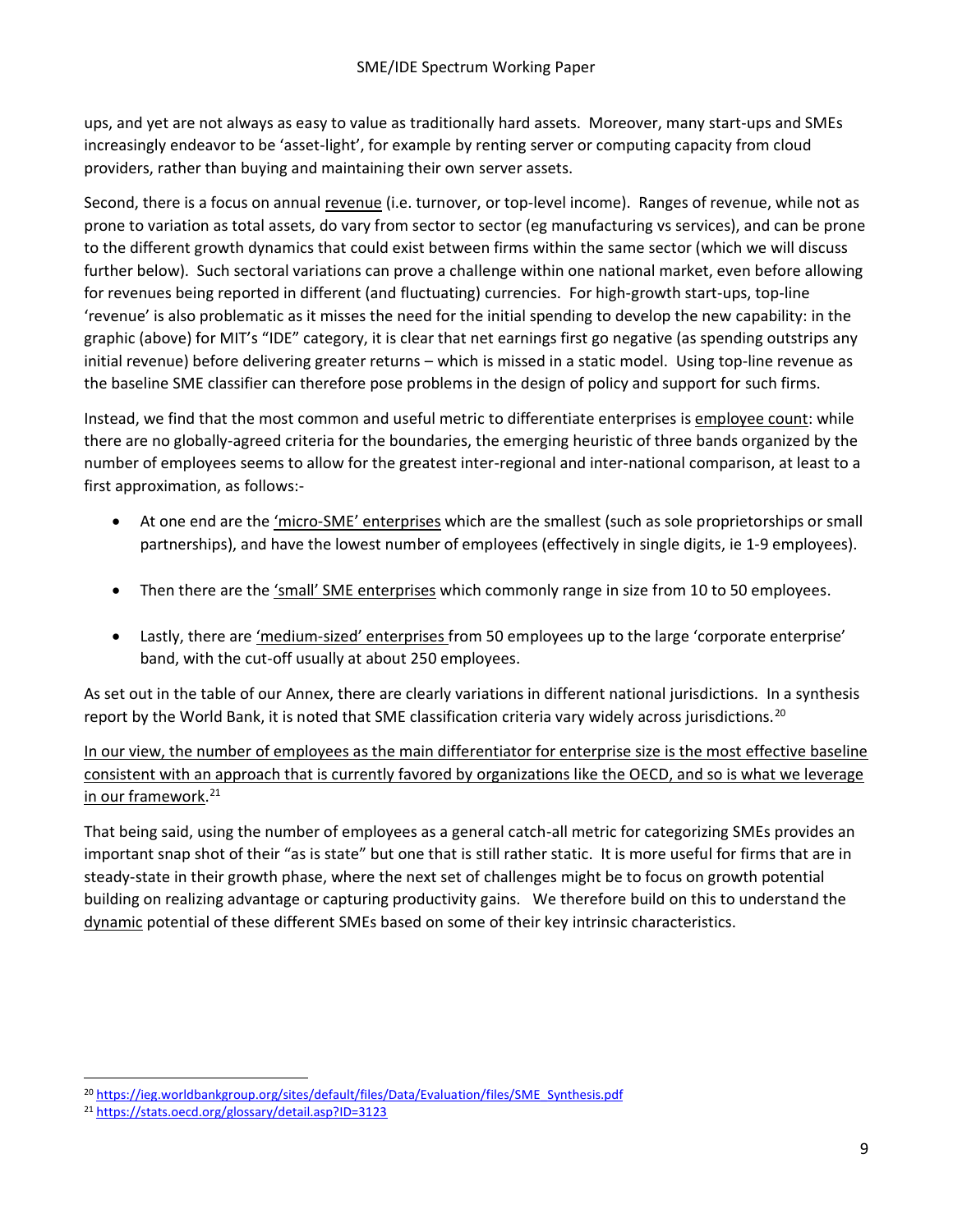ups, and yet are not always as easy to value as traditionally hard assets. Moreover, many start-ups and SMEs increasingly endeavor to be 'asset-light', for example by renting server or computing capacity from cloud providers, rather than buying and maintaining their own server assets.

Second, there is a focus on annual revenue (i.e. turnover, or top-level income). Ranges of revenue, while not as prone to variation as total assets, do vary from sector to sector (eg manufacturing vs services), and can be prone to the different growth dynamics that could exist between firms within the same sector (which we will discuss further below). Such sectoral variations can prove a challenge within one national market, even before allowing for revenues being reported in different (and fluctuating) currencies. For high-growth start-ups, top-line 'revenue' is also problematic as it misses the need for the initial spending to develop the new capability: in the graphic (above) for MIT's "IDE" category, it is clear that net earnings first go negative (as spending outstrips any initial revenue) before delivering greater returns – which is missed in a static model. Using top-line revenue as the baseline SME classifier can therefore pose problems in the design of policy and support for such firms.

Instead, we find that the most common and useful metric to differentiate enterprises is employee count: while there are no globally-agreed criteria for the boundaries, the emerging heuristic of three bands organized by the number of employees seems to allow for the greatest inter-regional and inter-national comparison, at least to a first approximation, as follows:-

- At one end are the 'micro-SME' enterprises which are the smallest (such as sole proprietorships or small partnerships), and have the lowest number of employees (effectively in single digits, ie 1-9 employees).
- Then there are the 'small' SME enterprises which commonly range in size from 10 to 50 employees.
- Lastly, there are 'medium-sized' enterprises from 50 employees up to the large 'corporate enterprise' band, with the cut-off usually at about 250 employees.

As set out in the table of our Annex, there are clearly variations in different national jurisdictions. In a synthesis report by the World Bank, it is noted that SME classification criteria vary widely across jurisdictions.[20]

In our view, the number of employees as the main differentiator for enterprise size is the most effective baseline consistent with an approach that is currently favored by organizations like the OECD, and so is what we leverage in our framework.[21]

That being said, using the number of employees as a general catch-all metric for categorizing SMEs provides an important snap shot of their "as is state" but one that is still rather static. It is more useful for firms that are in steady-state in their growth phase, where the next set of challenges might be to focus on growth potential building on realizing advantage or capturing productivity gains. We therefore build on this to understand the dynamic potential of these different SMEs based on some of their key intrinsic characteristics.

[20] https://ieg.worldbankgroup.org/sites/default/files/Data/Evaluation/files/SME_Synthesis.pdf

[21] https://stats.oecd.org/glossary/detail.asp?ID=3123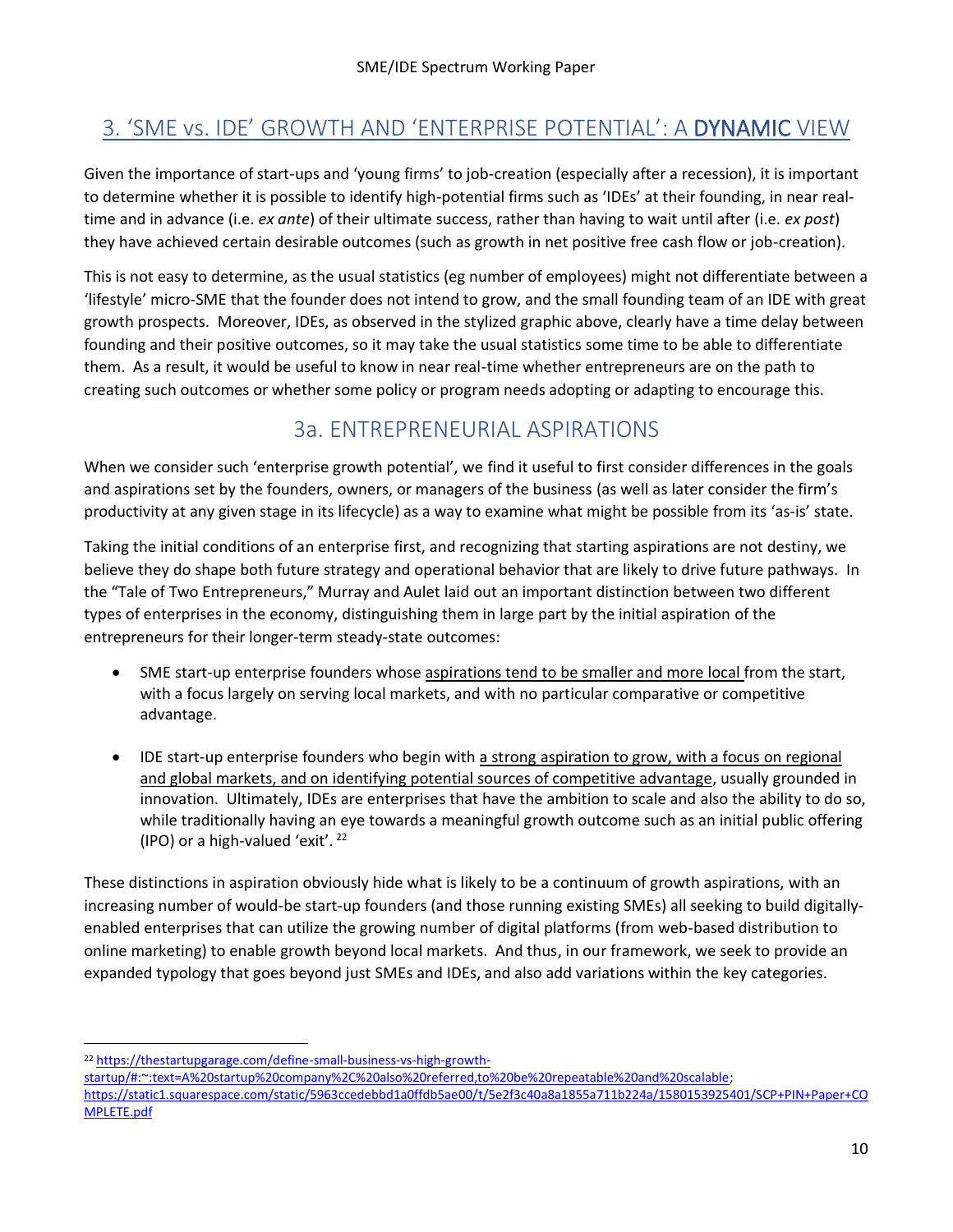## 3. 'SME vs. IDE' GROWTH AND 'ENTERPRISE POTENTIAL': A **DYNAMIC** VIEW

Given the importance of start-ups and 'young firms' to job-creation (especially after a recession), it is important to determine whether it is possible to identify high-potential firms such as 'IDEs' at their founding, in near real-time and in advance (i.e. *ex ante*) of their ultimate success, rather than having to wait until after (i.e. *ex post*) they have achieved certain desirable outcomes (such as growth in net positive free cash flow or job-creation).

This is not easy to determine, as the usual statistics (eg number of employees) might not differentiate between a 'lifestyle' micro-SME that the founder does not intend to grow, and the small founding team of an IDE with great growth prospects. Moreover, IDEs, as observed in the stylized graphic above, clearly have a time delay between founding and their positive outcomes, so it may take the usual statistics some time to be able to differentiate them. As a result, it would be useful to know in near real-time whether entrepreneurs are on the path to creating such outcomes or whether some policy or program needs adopting or adapting to encourage this.

### 3a. ENTREPRENEURIAL ASPIRATIONS

When we consider such 'enterprise growth potential', we find it useful to first consider differences in the goals and aspirations set by the founders, owners, or managers of the business (as well as later consider the firm's productivity at any given stage in its lifecycle) as a way to examine what might be possible from its 'as-is' state.

Taking the initial conditions of an enterprise first, and recognizing that starting aspirations are not destiny, we believe they do shape both future strategy and operational behavior that are likely to drive future pathways. In the "Tale of Two Entrepreneurs," Murray and Aulet laid out an important distinction between two different types of enterprises in the economy, distinguishing them in large part by the initial aspiration of the entrepreneurs for their longer-term steady-state outcomes:

- SME start-up enterprise founders whose aspirations tend to be smaller and more local from the start, with a focus largely on serving local markets, and with no particular comparative or competitive advantage.

- IDE start-up enterprise founders who begin with a strong aspiration to grow, with a focus on regional and global markets, and on identifying potential sources of competitive advantage, usually grounded in innovation. Ultimately, IDEs are enterprises that have the ambition to scale and also the ability to do so, while traditionally having an eye towards a meaningful growth outcome such as an initial public offering (IPO) or a high-valued 'exit'. [22]

These distinctions in aspiration obviously hide what is likely to be a continuum of growth aspirations, with an increasing number of would-be start-up founders (and those running existing SMEs) all seeking to build digitally-enabled enterprises that can utilize the growing number of digital platforms (from web-based distribution to online marketing) to enable growth beyond local markets. And thus, in our framework, we seek to provide an expanded typology that goes beyond just SMEs and IDEs, and also add variations within the key categories.

---

[22] https://thestartupgarage.com/define-small-business-vs-high-growth-startup/#:~:text=A%20startup%20company%2C%20also%20referred,to%20be%20repeatable%20and%20scalable; https://static1.squarespace.com/static/5963ccedebbd1a0ffdb5ae00/t/5e2f3c40a8a1855a711b224a/1580153925401/SCP+PIN+Paper+COMPLETE.pdf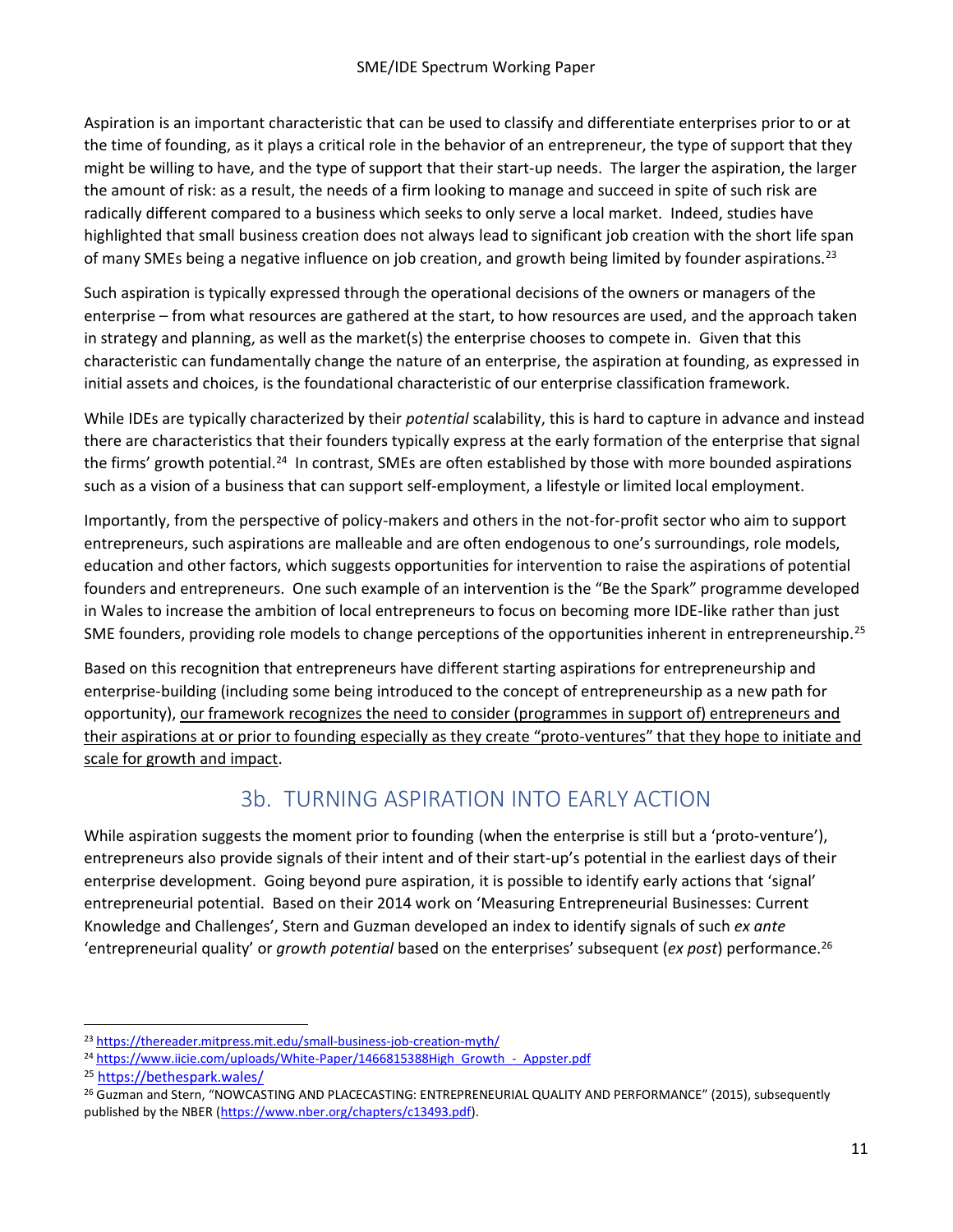Aspiration is an important characteristic that can be used to classify and differentiate enterprises prior to or at the time of founding, as it plays a critical role in the behavior of an entrepreneur, the type of support that they might be willing to have, and the type of support that their start-up needs. The larger the aspiration, the larger the amount of risk: as a result, the needs of a firm looking to manage and succeed in spite of such risk are radically different compared to a business which seeks to only serve a local market. Indeed, studies have highlighted that small business creation does not always lead to significant job creation with the short life span of many SMEs being a negative influence on job creation, and growth being limited by founder aspirations.[23]

Such aspiration is typically expressed through the operational decisions of the owners or managers of the enterprise – from what resources are gathered at the start, to how resources are used, and the approach taken in strategy and planning, as well as the market(s) the enterprise chooses to compete in. Given that this characteristic can fundamentally change the nature of an enterprise, the aspiration at founding, as expressed in initial assets and choices, is the foundational characteristic of our enterprise classification framework.

While IDEs are typically characterized by their *potential* scalability, this is hard to capture in advance and instead there are characteristics that their founders typically express at the early formation of the enterprise that signal the firms' growth potential.[24] In contrast, SMEs are often established by those with more bounded aspirations such as a vision of a business that can support self-employment, a lifestyle or limited local employment.

Importantly, from the perspective of policy-makers and others in the not-for-profit sector who aim to support entrepreneurs, such aspirations are malleable and are often endogenous to one's surroundings, role models, education and other factors, which suggests opportunities for intervention to raise the aspirations of potential founders and entrepreneurs. One such example of an intervention is the "Be the Spark" programme developed in Wales to increase the ambition of local entrepreneurs to focus on becoming more IDE-like rather than just SME founders, providing role models to change perceptions of the opportunities inherent in entrepreneurship.[25]

Based on this recognition that entrepreneurs have different starting aspirations for entrepreneurship and enterprise-building (including some being introduced to the concept of entrepreneurship as a new path for opportunity), our framework recognizes the need to consider (programmes in support of) entrepreneurs and their aspirations at or prior to founding especially as they create "proto-ventures" that they hope to initiate and scale for growth and impact.

## 3b. TURNING ASPIRATION INTO EARLY ACTION

While aspiration suggests the moment prior to founding (when the enterprise is still but a 'proto-venture'), entrepreneurs also provide signals of their intent and of their start-up's potential in the earliest days of their enterprise development. Going beyond pure aspiration, it is possible to identify early actions that 'signal' entrepreneurial potential. Based on their 2014 work on 'Measuring Entrepreneurial Businesses: Current Knowledge and Challenges', Stern and Guzman developed an index to identify signals of such *ex ante* 'entrepreneurial quality' or *growth potential* based on the enterprises' subsequent (*ex post*) performance.[26]

---

[23] https://thereader.mitpress.mit.edu/small-business-job-creation-myth/

[24] https://www.iicie.com/uploads/White-Paper/1466815388High_Growth_-_Appster.pdf

[25] https://bethespark.wales/

[26] Guzman and Stern, "NOWCASTING AND PLACECASTING: ENTREPRENEURIAL QUALITY AND PERFORMANCE" (2015), subsequently published by the NBER (https://www.nber.org/chapters/c13493.pdf).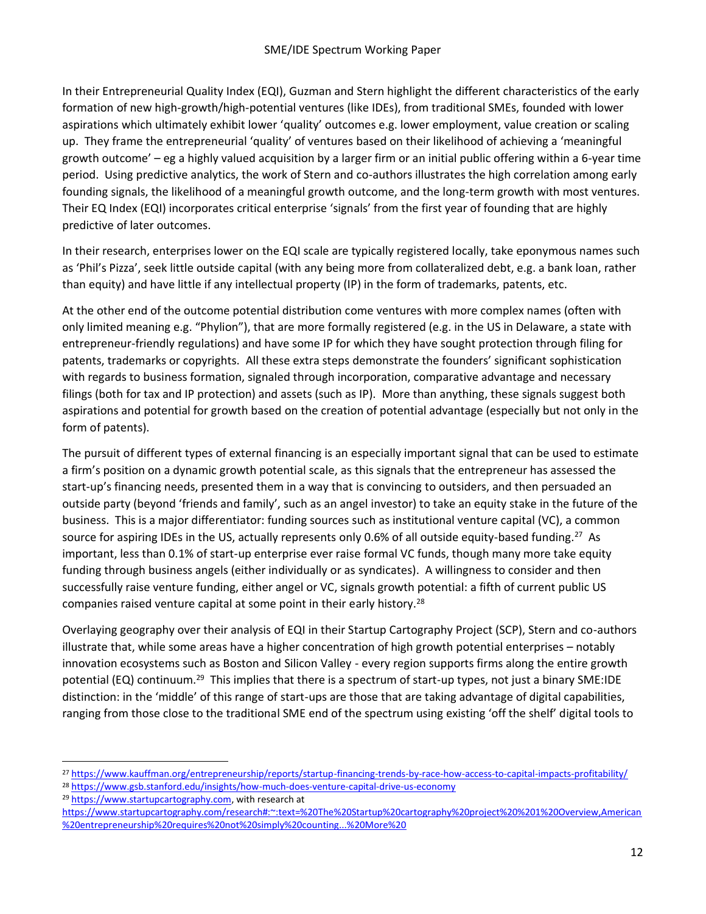In their Entrepreneurial Quality Index (EQI), Guzman and Stern highlight the different characteristics of the early formation of new high-growth/high-potential ventures (like IDEs), from traditional SMEs, founded with lower aspirations which ultimately exhibit lower 'quality' outcomes e.g. lower employment, value creation or scaling up. They frame the entrepreneurial 'quality' of ventures based on their likelihood of achieving a 'meaningful growth outcome' – eg a highly valued acquisition by a larger firm or an initial public offering within a 6-year time period. Using predictive analytics, the work of Stern and co-authors illustrates the high correlation among early founding signals, the likelihood of a meaningful growth outcome, and the long-term growth with most ventures. Their EQ Index (EQI) incorporates critical enterprise 'signals' from the first year of founding that are highly predictive of later outcomes.

In their research, enterprises lower on the EQI scale are typically registered locally, take eponymous names such as 'Phil's Pizza', seek little outside capital (with any being more from collateralized debt, e.g. a bank loan, rather than equity) and have little if any intellectual property (IP) in the form of trademarks, patents, etc.

At the other end of the outcome potential distribution come ventures with more complex names (often with only limited meaning e.g. "Phylion"), that are more formally registered (e.g. in the US in Delaware, a state with entrepreneur-friendly regulations) and have some IP for which they have sought protection through filing for patents, trademarks or copyrights. All these extra steps demonstrate the founders' significant sophistication with regards to business formation, signaled through incorporation, comparative advantage and necessary filings (both for tax and IP protection) and assets (such as IP). More than anything, these signals suggest both aspirations and potential for growth based on the creation of potential advantage (especially but not only in the form of patents).

The pursuit of different types of external financing is an especially important signal that can be used to estimate a firm's position on a dynamic growth potential scale, as this signals that the entrepreneur has assessed the start-up's financing needs, presented them in a way that is convincing to outsiders, and then persuaded an outside party (beyond 'friends and family', such as an angel investor) to take an equity stake in the future of the business. This is a major differentiator: funding sources such as institutional venture capital (VC), a common source for aspiring IDEs in the US, actually represents only 0.6% of all outside equity-based funding.[27] As important, less than 0.1% of start-up enterprise ever raise formal VC funds, though many more take equity funding through business angels (either individually or as syndicates). A willingness to consider and then successfully raise venture funding, either angel or VC, signals growth potential: a fifth of current public US companies raised venture capital at some point in their early history.[28]

Overlaying geography over their analysis of EQI in their Startup Cartography Project (SCP), Stern and co-authors illustrate that, while some areas have a higher concentration of high growth potential enterprises – notably innovation ecosystems such as Boston and Silicon Valley - every region supports firms along the entire growth potential (EQ) continuum.[29] This implies that there is a spectrum of start-up types, not just a binary SME:IDE distinction: in the 'middle' of this range of start-ups are those that are taking advantage of digital capabilities, ranging from those close to the traditional SME end of the spectrum using existing 'off the shelf' digital tools to

---

[27] https://www.kauffman.org/entrepreneurship/reports/startup-financing-trends-by-race-how-access-to-capital-impacts-profitability/

[28] https://www.gsb.stanford.edu/insights/how-much-does-venture-capital-drive-us-economy

[29] https://www.startupcartography.com, with research at https://www.startupcartography.com/research#:~:text=%20The%20Startup%20cartography%20project%20%201%20Overview,American%20entrepreneurship%20requires%20not%20simply%20counting...%20More%20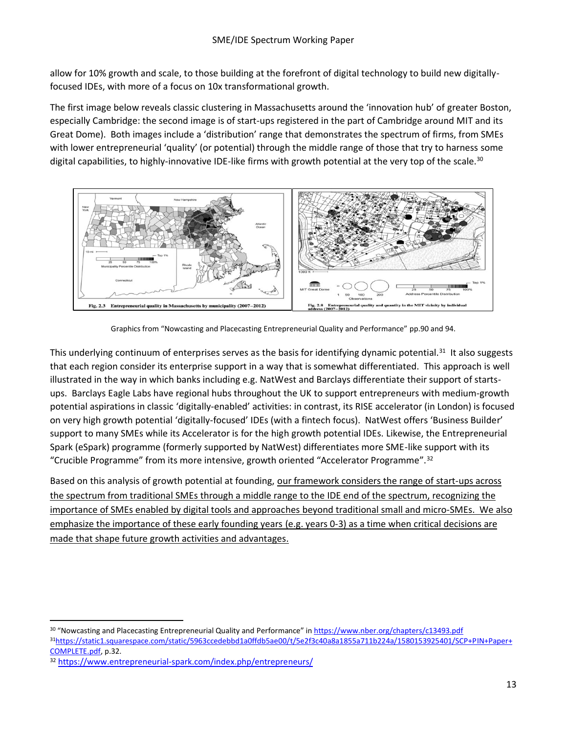allow for 10% growth and scale, to those building at the forefront of digital technology to build new digitally-focused IDEs, with more of a focus on 10x transformational growth.

The first image below reveals classic clustering in Massachusetts around the 'innovation hub' of greater Boston, especially Cambridge: the second image is of start-ups registered in the part of Cambridge around MIT and its Great Dome). Both images include a 'distribution' range that demonstrates the spectrum of firms, from SMEs with lower entrepreneurial 'quality' (or potential) through the middle range of those that try to harness some digital capabilities, to highly-innovative IDE-like firms with growth potential at the very top of the scale.[30]

Vermont
New Hampshire
New York
Atlantic Ocean
10 mi
Top 1%
25 50 75 100%
Municipality Percentile Distribution
Rhode Island
Connecticut
**Fig. 2.3 Entrepreneurial quality in Massachusetts by municipality (2007–2012)**

1000 ft
MIT Great Dome
1 50 100 200
Observations
Top 1%
25 50 75 100%
Address Percentile Distribution
**Fig. 2.8 Entrepreneurial quality and quantity in the MIT vicinity by individual address (2007–2012)**

Graphics from "Nowcasting and Placecasting Entrepreneurial Quality and Performance" pp.90 and 94.

This underlying continuum of enterprises serves as the basis for identifying dynamic potential.[31] It also suggests that each region consider its enterprise support in a way that is somewhat differentiated. This approach is well illustrated in the way in which banks including e.g. NatWest and Barclays differentiate their support of starts-ups. Barclays Eagle Labs have regional hubs throughout the UK to support entrepreneurs with medium-growth potential aspirations in classic 'digitally-enabled' activities: in contrast, its RISE accelerator (in London) is focused on very high growth potential 'digitally-focused' IDEs (with a fintech focus). NatWest offers 'Business Builder' support to many SMEs while its Accelerator is for the high growth potential IDEs. Likewise, the Entrepreneurial Spark (eSpark) programme (formerly supported by NatWest) differentiates more SME-like support with its "Crucible Programme" from its more intensive, growth oriented "Accelerator Programme".[32]

Based on this analysis of growth potential at founding, our framework considers the range of start-ups across the spectrum from traditional SMEs through a middle range to the IDE end of the spectrum, recognizing the importance of SMEs enabled by digital tools and approaches beyond traditional small and micro-SMEs. We also emphasize the importance of these early founding years (e.g. years 0-3) as a time when critical decisions are made that shape future growth activities and advantages.

---

[30] "Nowcasting and Placecasting Entrepreneurial Quality and Performance" in https://www.nber.org/chapters/c13493.pdf

[31] https://static1.squarespace.com/static/5963ccedebbd1a0ffdb5ae00/t/5e2f3c40a8a1855a711b224a/1580153925401/SCP+PIN+Paper+COMPLETE.pdf, p.32.

[32] https://www.entrepreneurial-spark.com/index.php/entrepreneurs/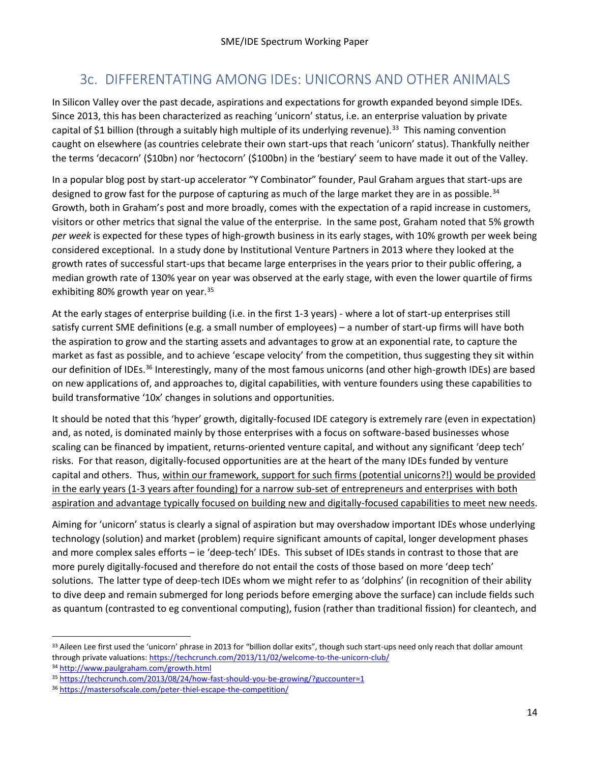## 3c. DIFFERENTATING AMONG IDEs: UNICORNS AND OTHER ANIMALS

In Silicon Valley over the past decade, aspirations and expectations for growth expanded beyond simple IDEs. Since 2013, this has been characterized as reaching 'unicorn' status, i.e. an enterprise valuation by private capital of $1 billion (through a suitably high multiple of its underlying revenue).[33] This naming convention caught on elsewhere (as countries celebrate their own start-ups that reach 'unicorn' status). Thankfully neither the terms 'decacorn' ($10bn) nor 'hectocorn' ($100bn) in the 'bestiary' seem to have made it out of the Valley.

In a popular blog post by start-up accelerator "Y Combinator" founder, Paul Graham argues that start-ups are designed to grow fast for the purpose of capturing as much of the large market they are in as possible.[34] Growth, both in Graham's post and more broadly, comes with the expectation of a rapid increase in customers, visitors or other metrics that signal the value of the enterprise. In the same post, Graham noted that 5% growth *per week* is expected for these types of high-growth business in its early stages, with 10% growth per week being considered exceptional. In a study done by Institutional Venture Partners in 2013 where they looked at the growth rates of successful start-ups that became large enterprises in the years prior to their public offering, a median growth rate of 130% year on year was observed at the early stage, with even the lower quartile of firms exhibiting 80% growth year on year.[35]

At the early stages of enterprise building (i.e. in the first 1-3 years) - where a lot of start-up enterprises still satisfy current SME definitions (e.g. a small number of employees) – a number of start-up firms will have both the aspiration to grow and the starting assets and advantages to grow at an exponential rate, to capture the market as fast as possible, and to achieve 'escape velocity' from the competition, thus suggesting they sit within our definition of IDEs.[36] Interestingly, many of the most famous unicorns (and other high-growth IDEs) are based on new applications of, and approaches to, digital capabilities, with venture founders using these capabilities to build transformative '10x' changes in solutions and opportunities.

It should be noted that this 'hyper' growth, digitally-focused IDE category is extremely rare (even in expectation) and, as noted, is dominated mainly by those enterprises with a focus on software-based businesses whose scaling can be financed by impatient, returns-oriented venture capital, and without any significant 'deep tech' risks. For that reason, digitally-focused opportunities are at the heart of the many IDEs funded by venture capital and others. Thus, <u>within our framework, support for such firms (potential unicorns?!) would be provided in the early years (1-3 years after founding) for a narrow sub-set of entrepreneurs and enterprises with both aspiration and advantage typically focused on building new and digitally-focused capabilities to meet new needs</u>.

Aiming for 'unicorn' status is clearly a signal of aspiration but may overshadow important IDEs whose underlying technology (solution) and market (problem) require significant amounts of capital, longer development phases and more complex sales efforts – ie 'deep-tech' IDEs. This subset of IDEs stands in contrast to those that are more purely digitally-focused and therefore do not entail the costs of those based on more 'deep tech' solutions. The latter type of deep-tech IDEs whom we might refer to as 'dolphins' (in recognition of their ability to dive deep and remain submerged for long periods before emerging above the surface) can include fields such as quantum (contrasted to eg conventional computing), fusion (rather than traditional fission) for cleantech, and

---

[33] Aileen Lee first used the 'unicorn' phrase in 2013 for "billion dollar exits", though such start-ups need only reach that dollar amount through private valuations: https://techcrunch.com/2013/11/02/welcome-to-the-unicorn-club/

[34] http://www.paulgraham.com/growth.html

[35] https://techcrunch.com/2013/08/24/how-fast-should-you-be-growing/?guccounter=1

[36] https://mastersofscale.com/peter-thiel-escape-the-competition/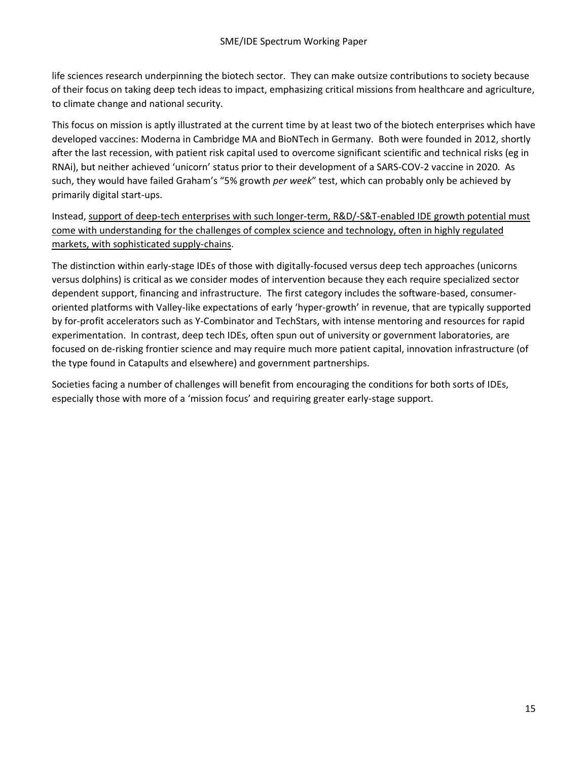life sciences research underpinning the biotech sector. They can make outsize contributions to society because of their focus on taking deep tech ideas to impact, emphasizing critical missions from healthcare and agriculture, to climate change and national security.

This focus on mission is aptly illustrated at the current time by at least two of the biotech enterprises which have developed vaccines: Moderna in Cambridge MA and BioNTech in Germany. Both were founded in 2012, shortly after the last recession, with patient risk capital used to overcome significant scientific and technical risks (eg in RNAi), but neither achieved 'unicorn' status prior to their development of a SARS-COV-2 vaccine in 2020. As such, they would have failed Graham's "5% growth *per week*" test, which can probably only be achieved by primarily digital start-ups.

Instead, <u>support of deep-tech enterprises with such longer-term, R&D/-S&T-enabled IDE growth potential must come with understanding for the challenges of complex science and technology, often in highly regulated markets, with sophisticated supply-chains</u>.

The distinction within early-stage IDEs of those with digitally-focused versus deep tech approaches (unicorns versus dolphins) is critical as we consider modes of intervention because they each require specialized sector dependent support, financing and infrastructure. The first category includes the software-based, consumer-oriented platforms with Valley-like expectations of early 'hyper-growth' in revenue, that are typically supported by for-profit accelerators such as Y-Combinator and TechStars, with intense mentoring and resources for rapid experimentation. In contrast, deep tech IDEs, often spun out of university or government laboratories, are focused on de-risking frontier science and may require much more patient capital, innovation infrastructure (of the type found in Catapults and elsewhere) and government partnerships.

Societies facing a number of challenges will benefit from encouraging the conditions for both sorts of IDEs, especially those with more of a 'mission focus' and requiring greater early-stage support.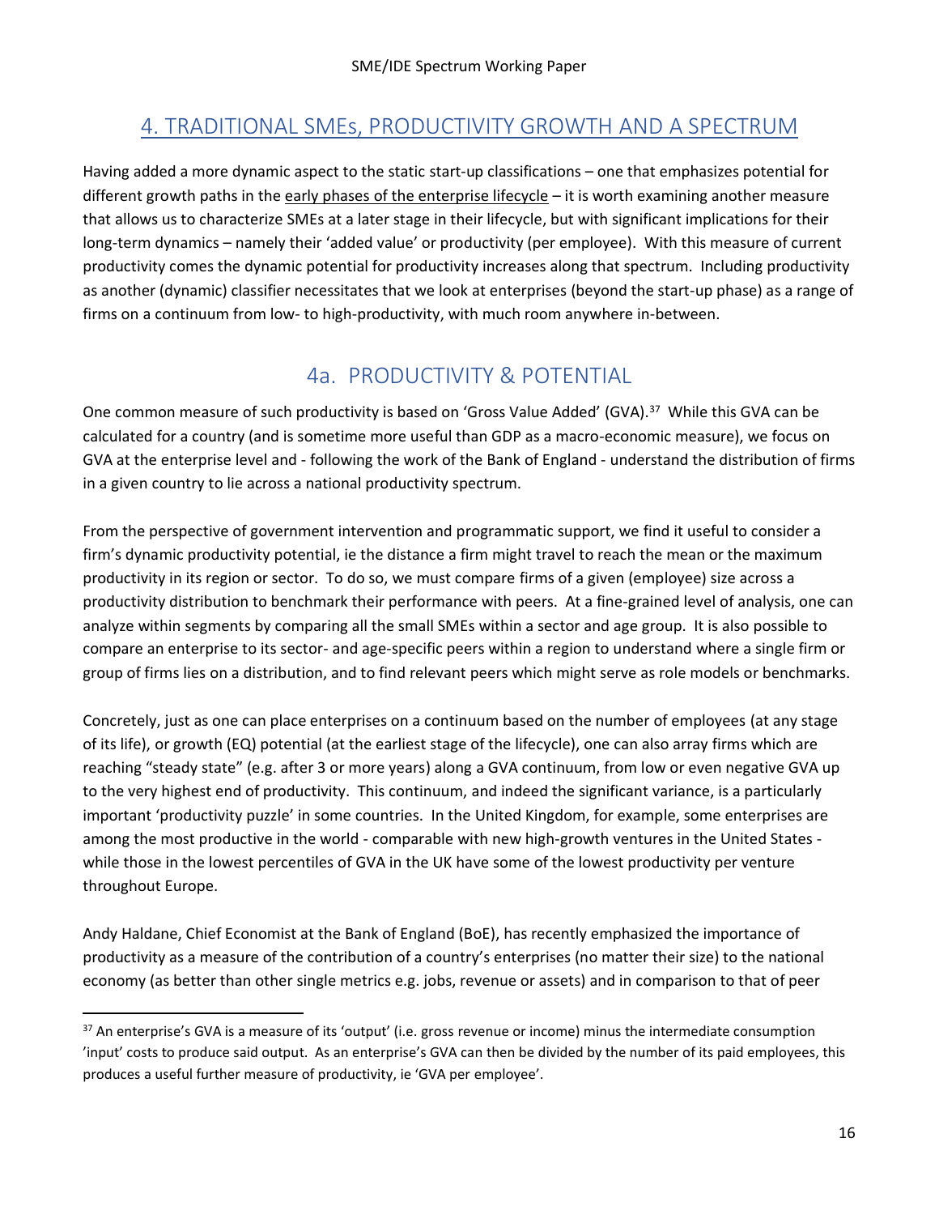## 4. TRADITIONAL SMEs, PRODUCTIVITY GROWTH AND A SPECTRUM

Having added a more dynamic aspect to the static start-up classifications – one that emphasizes potential for different growth paths in the early phases of the enterprise lifecycle – it is worth examining another measure that allows us to characterize SMEs at a later stage in their lifecycle, but with significant implications for their long-term dynamics – namely their 'added value' or productivity (per employee). With this measure of current productivity comes the dynamic potential for productivity increases along that spectrum. Including productivity as another (dynamic) classifier necessitates that we look at enterprises (beyond the start-up phase) as a range of firms on a continuum from low- to high-productivity, with much room anywhere in-between.

### 4a. PRODUCTIVITY & POTENTIAL

One common measure of such productivity is based on 'Gross Value Added' (GVA).[37] While this GVA can be calculated for a country (and is sometime more useful than GDP as a macro-economic measure), we focus on GVA at the enterprise level and - following the work of the Bank of England - understand the distribution of firms in a given country to lie across a national productivity spectrum.

From the perspective of government intervention and programmatic support, we find it useful to consider a firm's dynamic productivity potential, ie the distance a firm might travel to reach the mean or the maximum productivity in its region or sector. To do so, we must compare firms of a given (employee) size across a productivity distribution to benchmark their performance with peers. At a fine-grained level of analysis, one can analyze within segments by comparing all the small SMEs within a sector and age group. It is also possible to compare an enterprise to its sector- and age-specific peers within a region to understand where a single firm or group of firms lies on a distribution, and to find relevant peers which might serve as role models or benchmarks.

Concretely, just as one can place enterprises on a continuum based on the number of employees (at any stage of its life), or growth (EQ) potential (at the earliest stage of the lifecycle), one can also array firms which are reaching "steady state" (e.g. after 3 or more years) along a GVA continuum, from low or even negative GVA up to the very highest end of productivity. This continuum, and indeed the significant variance, is a particularly important 'productivity puzzle' in some countries. In the United Kingdom, for example, some enterprises are among the most productive in the world - comparable with new high-growth ventures in the United States - while those in the lowest percentiles of GVA in the UK have some of the lowest productivity per venture throughout Europe.

Andy Haldane, Chief Economist at the Bank of England (BoE), has recently emphasized the importance of productivity as a measure of the contribution of a country's enterprises (no matter their size) to the national economy (as better than other single metrics e.g. jobs, revenue or assets) and in comparison to that of peer

---

[37] An enterprise's GVA is a measure of its 'output' (i.e. gross revenue or income) minus the intermediate consumption 'input' costs to produce said output. As an enterprise's GVA can then be divided by the number of its paid employees, this produces a useful further measure of productivity, ie 'GVA per employee'.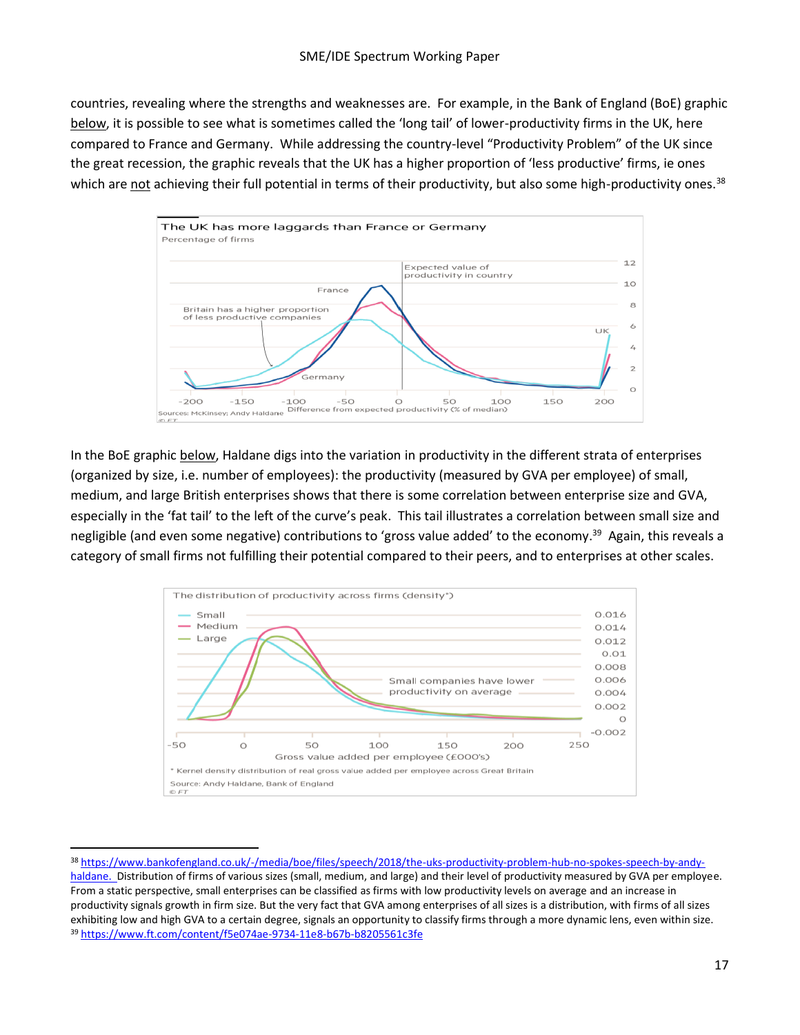countries, revealing where the strengths and weaknesses are. For example, in the Bank of England (BoE) graphic below, it is possible to see what is sometimes called the 'long tail' of lower-productivity firms in the UK, here compared to France and Germany. While addressing the country-level "Productivity Problem" of the UK since the great recession, the graphic reveals that the UK has a higher proportion of 'less productive' firms, ie ones which are not achieving their full potential in terms of their productivity, but also some high-productivity ones.[38]

The UK has more laggards than France or Germany

Percentage of firms

Expected value of productivity in country

France

Britain has a higher proportion of less productive companies

UK

Germany

12
10
8
6
4
2
0

-200 -150 -100 -50 0 50 100 150 200

Difference from expected productivity (% of median)

Sources: McKinsey; Andy Haldane

© FT

In the BoE graphic below, Haldane digs into the variation in productivity in the different strata of enterprises (organized by size, i.e. number of employees): the productivity (measured by GVA per employee) of small, medium, and large British enterprises shows that there is some correlation between enterprise size and GVA, especially in the 'fat tail' to the left of the curve's peak. This tail illustrates a correlation between small size and negligible (and even some negative) contributions to 'gross value added' to the economy.[39] Again, this reveals a category of small firms not fulfilling their potential compared to their peers, and to enterprises at other scales.

The distribution of productivity across firms (density*)

Small
Medium
Large

Small companies have lower productivity on average

0.016
0.014
0.012
0.01
0.008
0.006
0.004
0.002
0
-0.002

-50 0 50 100 150 200 250

Gross value added per employee (£000's)

\* Kernel density distribution of real gross value added per employee across Great Britain

Source: Andy Haldane, Bank of England

© FT

---

[38] https://www.bankofengland.co.uk/-/media/boe/files/speech/2018/the-uks-productivity-problem-hub-no-spokes-speech-by-andy-haldane. Distribution of firms of various sizes (small, medium, and large) and their level of productivity measured by GVA per employee. From a static perspective, small enterprises can be classified as firms with low productivity levels on average and an increase in productivity signals growth in firm size. But the very fact that GVA among enterprises of all sizes is a distribution, with firms of all sizes exhibiting low and high GVA to a certain degree, signals an opportunity to classify firms through a more dynamic lens, even within size.

[39] https://www.ft.com/content/f5e074ae-9734-11e8-b67b-b8205561c3fe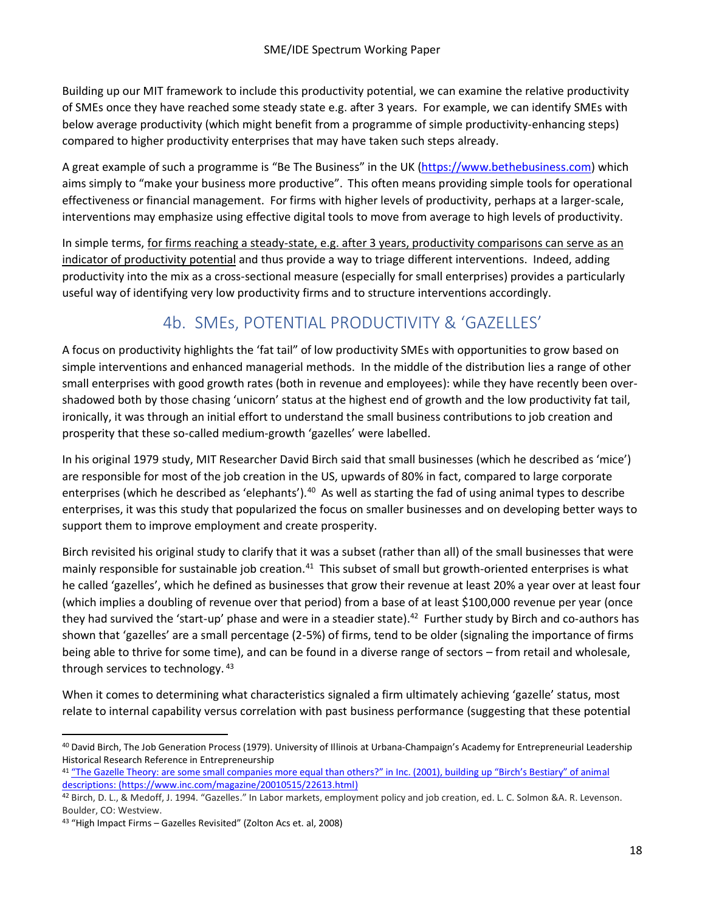Building up our MIT framework to include this productivity potential, we can examine the relative productivity of SMEs once they have reached some steady state e.g. after 3 years. For example, we can identify SMEs with below average productivity (which might benefit from a programme of simple productivity-enhancing steps) compared to higher productivity enterprises that may have taken such steps already.

A great example of such a programme is "Be The Business" in the UK (https://www.bethebusiness.com) which aims simply to "make your business more productive". This often means providing simple tools for operational effectiveness or financial management. For firms with higher levels of productivity, perhaps at a larger-scale, interventions may emphasize using effective digital tools to move from average to high levels of productivity.

In simple terms, <u>for firms reaching a steady-state, e.g. after 3 years, productivity comparisons can serve as an indicator of productivity potential</u> and thus provide a way to triage different interventions. Indeed, adding productivity into the mix as a cross-sectional measure (especially for small enterprises) provides a particularly useful way of identifying very low productivity firms and to structure interventions accordingly.

## 4b. SMEs, POTENTIAL PRODUCTIVITY & 'GAZELLES'

A focus on productivity highlights the 'fat tail" of low productivity SMEs with opportunities to grow based on simple interventions and enhanced managerial methods. In the middle of the distribution lies a range of other small enterprises with good growth rates (both in revenue and employees): while they have recently been over-shadowed both by those chasing 'unicorn' status at the highest end of growth and the low productivity fat tail, ironically, it was through an initial effort to understand the small business contributions to job creation and prosperity that these so-called medium-growth 'gazelles' were labelled.

In his original 1979 study, MIT Researcher David Birch said that small businesses (which he described as 'mice') are responsible for most of the job creation in the US, upwards of 80% in fact, compared to large corporate enterprises (which he described as 'elephants').[40] As well as starting the fad of using animal types to describe enterprises, it was this study that popularized the focus on smaller businesses and on developing better ways to support them to improve employment and create prosperity.

Birch revisited his original study to clarify that it was a subset (rather than all) of the small businesses that were mainly responsible for sustainable job creation.[41] This subset of small but growth-oriented enterprises is what he called 'gazelles', which he defined as businesses that grow their revenue at least 20% a year over at least four (which implies a doubling of revenue over that period) from a base of at least $100,000 revenue per year (once they had survived the 'start-up' phase and were in a steadier state).[42] Further study by Birch and co-authors has shown that 'gazelles' are a small percentage (2-5%) of firms, tend to be older (signaling the importance of firms being able to thrive for some time), and can be found in a diverse range of sectors – from retail and wholesale, through services to technology.[43]

When it comes to determining what characteristics signaled a firm ultimately achieving 'gazelle' status, most relate to internal capability versus correlation with past business performance (suggesting that these potential

---

[40] David Birch, The Job Generation Process (1979). University of Illinois at Urbana-Champaign's Academy for Entrepreneurial Leadership Historical Research Reference in Entrepreneurship

[41] "The Gazelle Theory: are some small companies more equal than others?" in Inc. (2001), building up "Birch's Bestiary" of animal descriptions: (https://www.inc.com/magazine/20010515/22613.html)

[42] Birch, D. L., & Medoff, J. 1994. "Gazelles." In Labor markets, employment policy and job creation, ed. L. C. Solmon &A. R. Levenson. Boulder, CO: Westview.

[43] "High Impact Firms – Gazelles Revisited" (Zolton Acs et. al, 2008)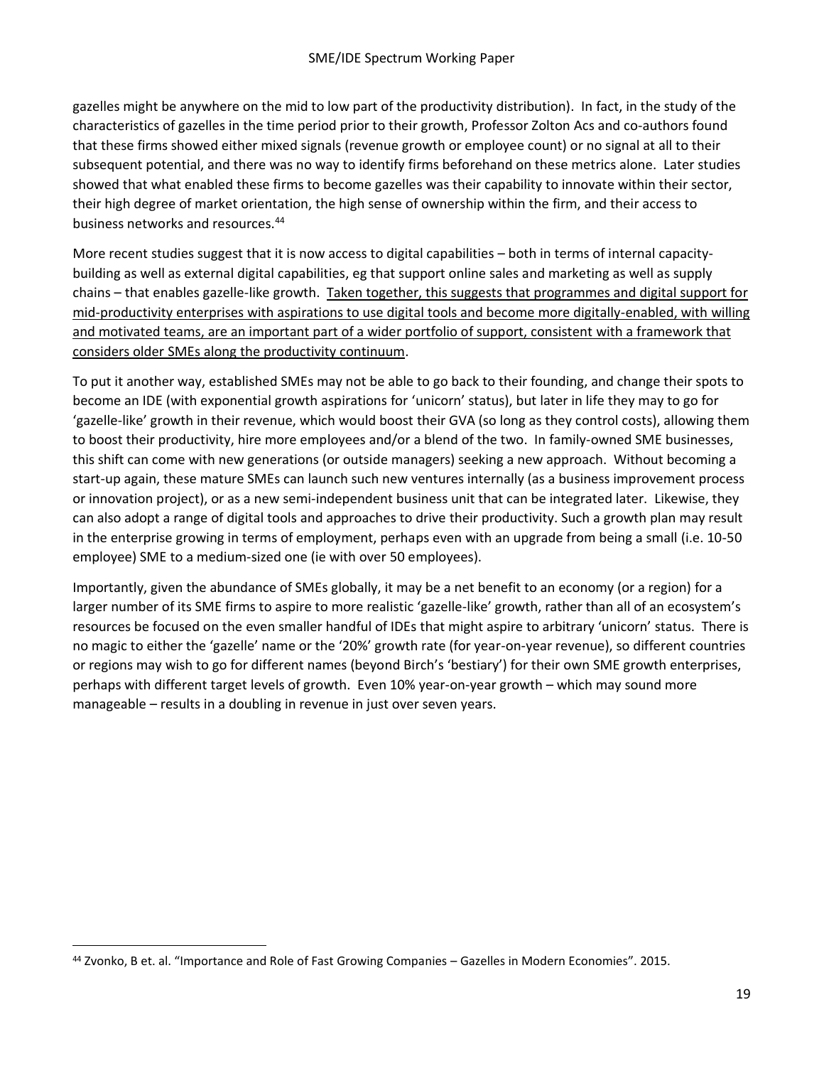gazelles might be anywhere on the mid to low part of the productivity distribution). In fact, in the study of the characteristics of gazelles in the time period prior to their growth, Professor Zolton Acs and co-authors found that these firms showed either mixed signals (revenue growth or employee count) or no signal at all to their subsequent potential, and there was no way to identify firms beforehand on these metrics alone. Later studies showed that what enabled these firms to become gazelles was their capability to innovate within their sector, their high degree of market orientation, the high sense of ownership within the firm, and their access to business networks and resources.[44]

More recent studies suggest that it is now access to digital capabilities – both in terms of internal capacity-building as well as external digital capabilities, eg that support online sales and marketing as well as supply chains – that enables gazelle-like growth. <u>Taken together, this suggests that programmes and digital support for mid-productivity enterprises with aspirations to use digital tools and become more digitally-enabled, with willing and motivated teams, are an important part of a wider portfolio of support, consistent with a framework that considers older SMEs along the productivity continuum</u>.

To put it another way, established SMEs may not be able to go back to their founding, and change their spots to become an IDE (with exponential growth aspirations for 'unicorn' status), but later in life they may to go for 'gazelle-like' growth in their revenue, which would boost their GVA (so long as they control costs), allowing them to boost their productivity, hire more employees and/or a blend of the two. In family-owned SME businesses, this shift can come with new generations (or outside managers) seeking a new approach. Without becoming a start-up again, these mature SMEs can launch such new ventures internally (as a business improvement process or innovation project), or as a new semi-independent business unit that can be integrated later. Likewise, they can also adopt a range of digital tools and approaches to drive their productivity. Such a growth plan may result in the enterprise growing in terms of employment, perhaps even with an upgrade from being a small (i.e. 10-50 employee) SME to a medium-sized one (ie with over 50 employees).

Importantly, given the abundance of SMEs globally, it may be a net benefit to an economy (or a region) for a larger number of its SME firms to aspire to more realistic 'gazelle-like' growth, rather than all of an ecosystem's resources be focused on the even smaller handful of IDEs that might aspire to arbitrary 'unicorn' status. There is no magic to either the 'gazelle' name or the '20%' growth rate (for year-on-year revenue), so different countries or regions may wish to go for different names (beyond Birch's 'bestiary') for their own SME growth enterprises, perhaps with different target levels of growth. Even 10% year-on-year growth – which may sound more manageable – results in a doubling in revenue in just over seven years.

---

[44] Zvonko, B et. al. "Importance and Role of Fast Growing Companies – Gazelles in Modern Economies". 2015.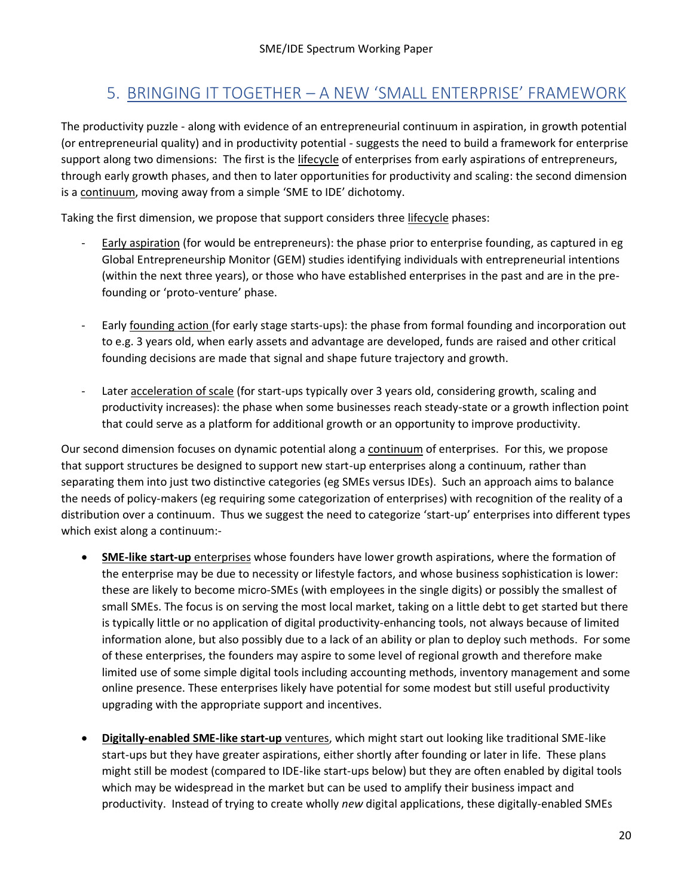## 5. BRINGING IT TOGETHER – A NEW 'SMALL ENTERPRISE' FRAMEWORK

The productivity puzzle - along with evidence of an entrepreneurial continuum in aspiration, in growth potential (or entrepreneurial quality) and in productivity potential - suggests the need to build a framework for enterprise support along two dimensions: The first is the lifecycle of enterprises from early aspirations of entrepreneurs, through early growth phases, and then to later opportunities for productivity and scaling: the second dimension is a continuum, moving away from a simple 'SME to IDE' dichotomy.

Taking the first dimension, we propose that support considers three lifecycle phases:

- Early aspiration (for would be entrepreneurs): the phase prior to enterprise founding, as captured in eg Global Entrepreneurship Monitor (GEM) studies identifying individuals with entrepreneurial intentions (within the next three years), or those who have established enterprises in the past and are in the pre-founding or 'proto-venture' phase.

- Early founding action (for early stage starts-ups): the phase from formal founding and incorporation out to e.g. 3 years old, when early assets and advantage are developed, funds are raised and other critical founding decisions are made that signal and shape future trajectory and growth.

- Later acceleration of scale (for start-ups typically over 3 years old, considering growth, scaling and productivity increases): the phase when some businesses reach steady-state or a growth inflection point that could serve as a platform for additional growth or an opportunity to improve productivity.

Our second dimension focuses on dynamic potential along a continuum of enterprises. For this, we propose that support structures be designed to support new start-up enterprises along a continuum, rather than separating them into just two distinctive categories (eg SMEs versus IDEs). Such an approach aims to balance the needs of policy-makers (eg requiring some categorization of enterprises) with recognition of the reality of a distribution over a continuum. Thus we suggest the need to categorize 'start-up' enterprises into different types which exist along a continuum:-

- **SME-like start-up** enterprises whose founders have lower growth aspirations, where the formation of the enterprise may be due to necessity or lifestyle factors, and whose business sophistication is lower: these are likely to become micro-SMEs (with employees in the single digits) or possibly the smallest of small SMEs. The focus is on serving the most local market, taking on a little debt to get started but there is typically little or no application of digital productivity-enhancing tools, not always because of limited information alone, but also possibly due to a lack of an ability or plan to deploy such methods. For some of these enterprises, the founders may aspire to some level of regional growth and therefore make limited use of some simple digital tools including accounting methods, inventory management and some online presence. These enterprises likely have potential for some modest but still useful productivity upgrading with the appropriate support and incentives.

- **Digitally-enabled SME-like start-up** ventures, which might start out looking like traditional SME-like start-ups but they have greater aspirations, either shortly after founding or later in life. These plans might still be modest (compared to IDE-like start-ups below) but they are often enabled by digital tools which may be widespread in the market but can be used to amplify their business impact and productivity. Instead of trying to create wholly *new* digital applications, these digitally-enabled SMEs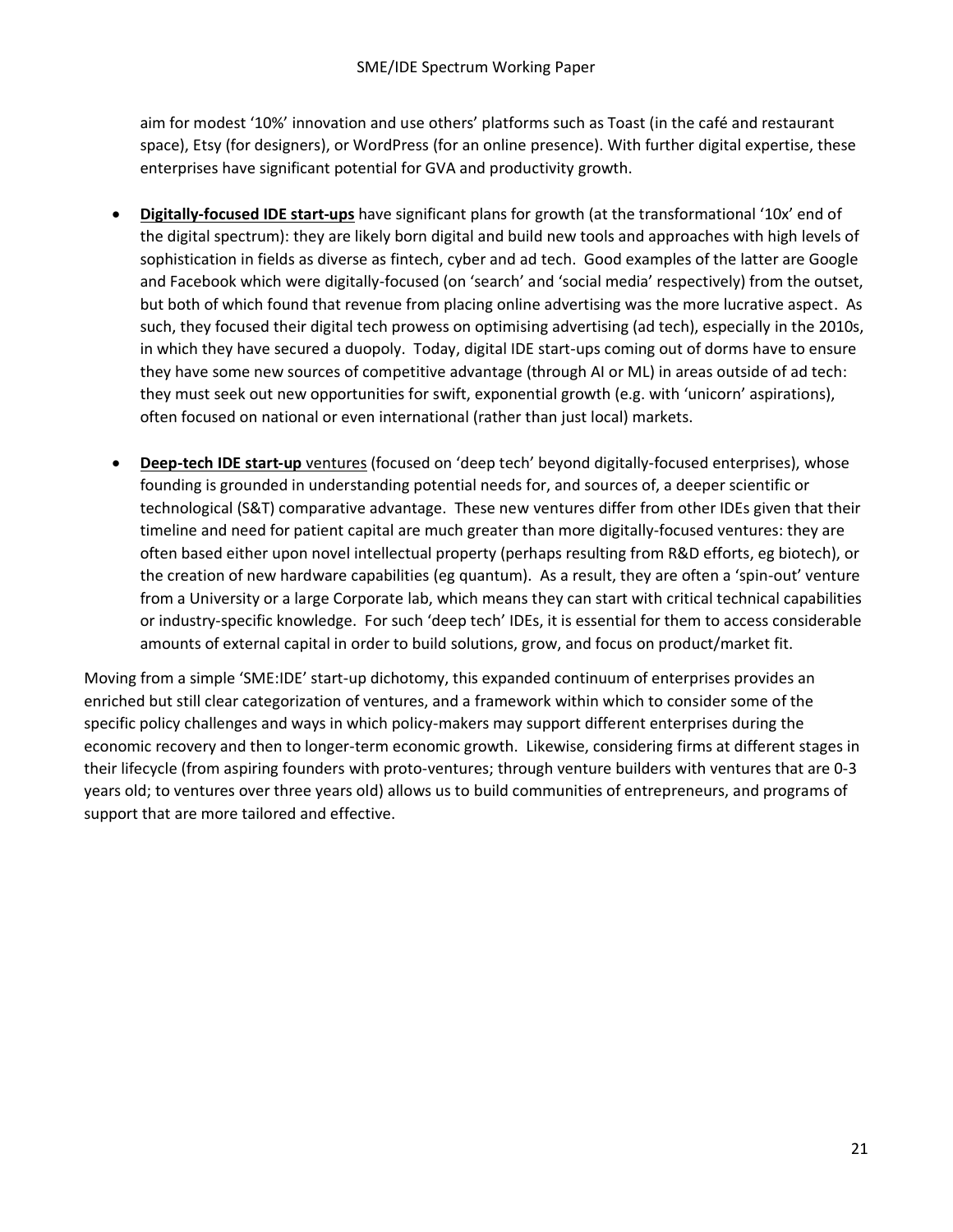aim for modest '10%' innovation and use others' platforms such as Toast (in the café and restaurant space), Etsy (for designers), or WordPress (for an online presence). With further digital expertise, these enterprises have significant potential for GVA and productivity growth.

- **Digitally-focused IDE start-ups** have significant plans for growth (at the transformational '10x' end of the digital spectrum): they are likely born digital and build new tools and approaches with high levels of sophistication in fields as diverse as fintech, cyber and ad tech. Good examples of the latter are Google and Facebook which were digitally-focused (on 'search' and 'social media' respectively) from the outset, but both of which found that revenue from placing online advertising was the more lucrative aspect. As such, they focused their digital tech prowess on optimising advertising (ad tech), especially in the 2010s, in which they have secured a duopoly. Today, digital IDE start-ups coming out of dorms have to ensure they have some new sources of competitive advantage (through AI or ML) in areas outside of ad tech: they must seek out new opportunities for swift, exponential growth (e.g. with 'unicorn' aspirations), often focused on national or even international (rather than just local) markets.

- **Deep-tech IDE start-up** ventures (focused on 'deep tech' beyond digitally-focused enterprises), whose founding is grounded in understanding potential needs for, and sources of, a deeper scientific or technological (S&T) comparative advantage. These new ventures differ from other IDEs given that their timeline and need for patient capital are much greater than more digitally-focused ventures: they are often based either upon novel intellectual property (perhaps resulting from R&D efforts, eg biotech), or the creation of new hardware capabilities (eg quantum). As a result, they are often a 'spin-out' venture from a University or a large Corporate lab, which means they can start with critical technical capabilities or industry-specific knowledge. For such 'deep tech' IDEs, it is essential for them to access considerable amounts of external capital in order to build solutions, grow, and focus on product/market fit.

Moving from a simple 'SME:IDE' start-up dichotomy, this expanded continuum of enterprises provides an enriched but still clear categorization of ventures, and a framework within which to consider some of the specific policy challenges and ways in which policy-makers may support different enterprises during the economic recovery and then to longer-term economic growth. Likewise, considering firms at different stages in their lifecycle (from aspiring founders with proto-ventures; through venture builders with ventures that are 0-3 years old; to ventures over three years old) allows us to build communities of entrepreneurs, and programs of support that are more tailored and effective.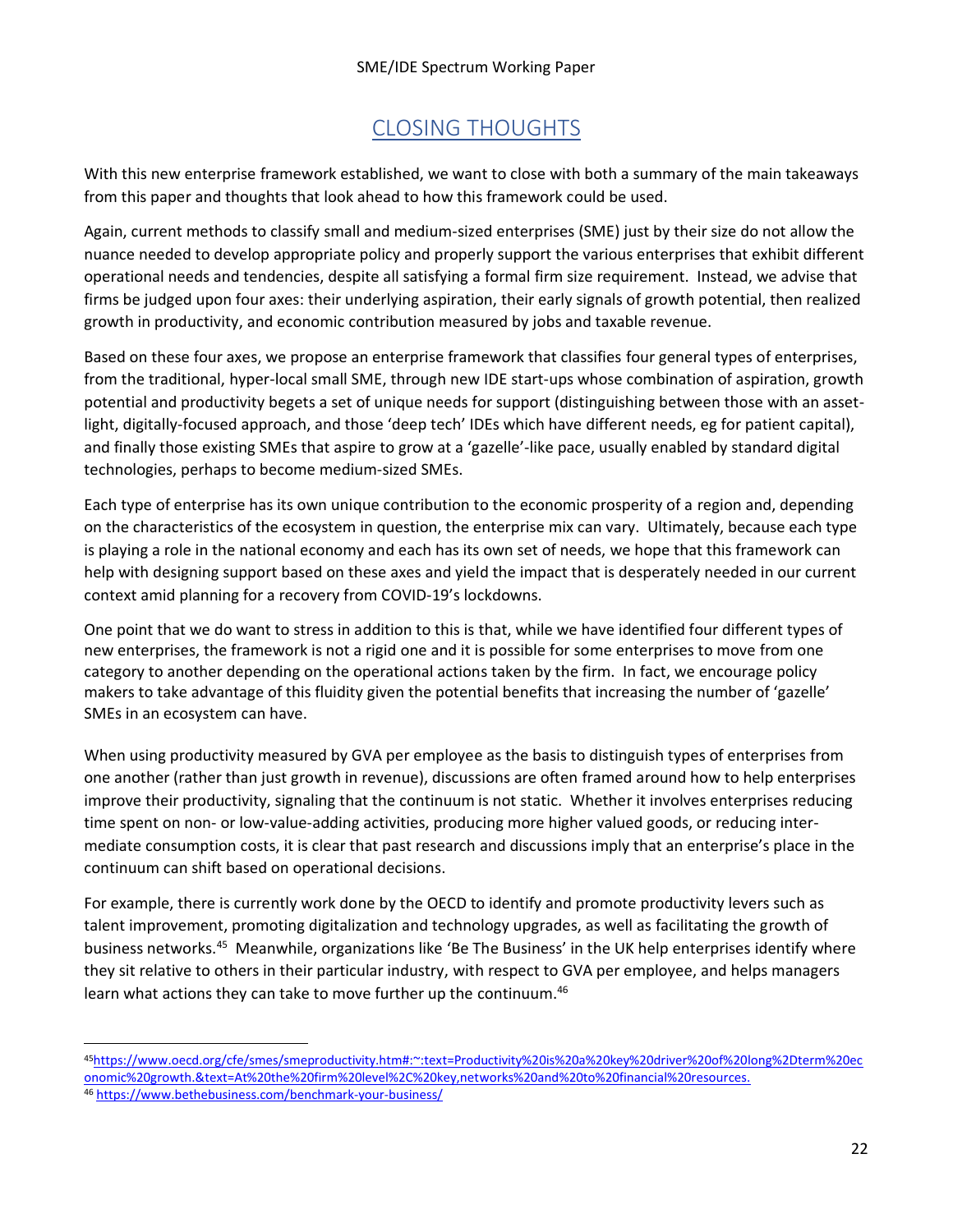# CLOSING THOUGHTS

With this new enterprise framework established, we want to close with both a summary of the main takeaways from this paper and thoughts that look ahead to how this framework could be used.

Again, current methods to classify small and medium-sized enterprises (SME) just by their size do not allow the nuance needed to develop appropriate policy and properly support the various enterprises that exhibit different operational needs and tendencies, despite all satisfying a formal firm size requirement. Instead, we advise that firms be judged upon four axes: their underlying aspiration, their early signals of growth potential, then realized growth in productivity, and economic contribution measured by jobs and taxable revenue.

Based on these four axes, we propose an enterprise framework that classifies four general types of enterprises, from the traditional, hyper-local small SME, through new IDE start-ups whose combination of aspiration, growth potential and productivity begets a set of unique needs for support (distinguishing between those with an asset-light, digitally-focused approach, and those 'deep tech' IDEs which have different needs, eg for patient capital), and finally those existing SMEs that aspire to grow at a 'gazelle'-like pace, usually enabled by standard digital technologies, perhaps to become medium-sized SMEs.

Each type of enterprise has its own unique contribution to the economic prosperity of a region and, depending on the characteristics of the ecosystem in question, the enterprise mix can vary. Ultimately, because each type is playing a role in the national economy and each has its own set of needs, we hope that this framework can help with designing support based on these axes and yield the impact that is desperately needed in our current context amid planning for a recovery from COVID-19's lockdowns.

One point that we do want to stress in addition to this is that, while we have identified four different types of new enterprises, the framework is not a rigid one and it is possible for some enterprises to move from one category to another depending on the operational actions taken by the firm. In fact, we encourage policy makers to take advantage of this fluidity given the potential benefits that increasing the number of 'gazelle' SMEs in an ecosystem can have.

When using productivity measured by GVA per employee as the basis to distinguish types of enterprises from one another (rather than just growth in revenue), discussions are often framed around how to help enterprises improve their productivity, signaling that the continuum is not static. Whether it involves enterprises reducing time spent on non- or low-value-adding activities, producing more higher valued goods, or reducing inter-mediate consumption costs, it is clear that past research and discussions imply that an enterprise's place in the continuum can shift based on operational decisions.

For example, there is currently work done by the OECD to identify and promote productivity levers such as talent improvement, promoting digitalization and technology upgrades, as well as facilitating the growth of business networks.[45] Meanwhile, organizations like 'Be The Business' in the UK help enterprises identify where they sit relative to others in their particular industry, with respect to GVA per employee, and helps managers learn what actions they can take to move further up the continuum.[46]

---

[45] https://www.oecd.org/cfe/smes/smeproductivity.htm#:~:text=Productivity%20is%20a%20key%20driver%20of%20long%2Dterm%20economic%20growth.&text=At%20the%20firm%20level%2C%20key,networks%20and%20to%20financial%20resources.

[46] https://www.bethebusiness.com/benchmark-your-business/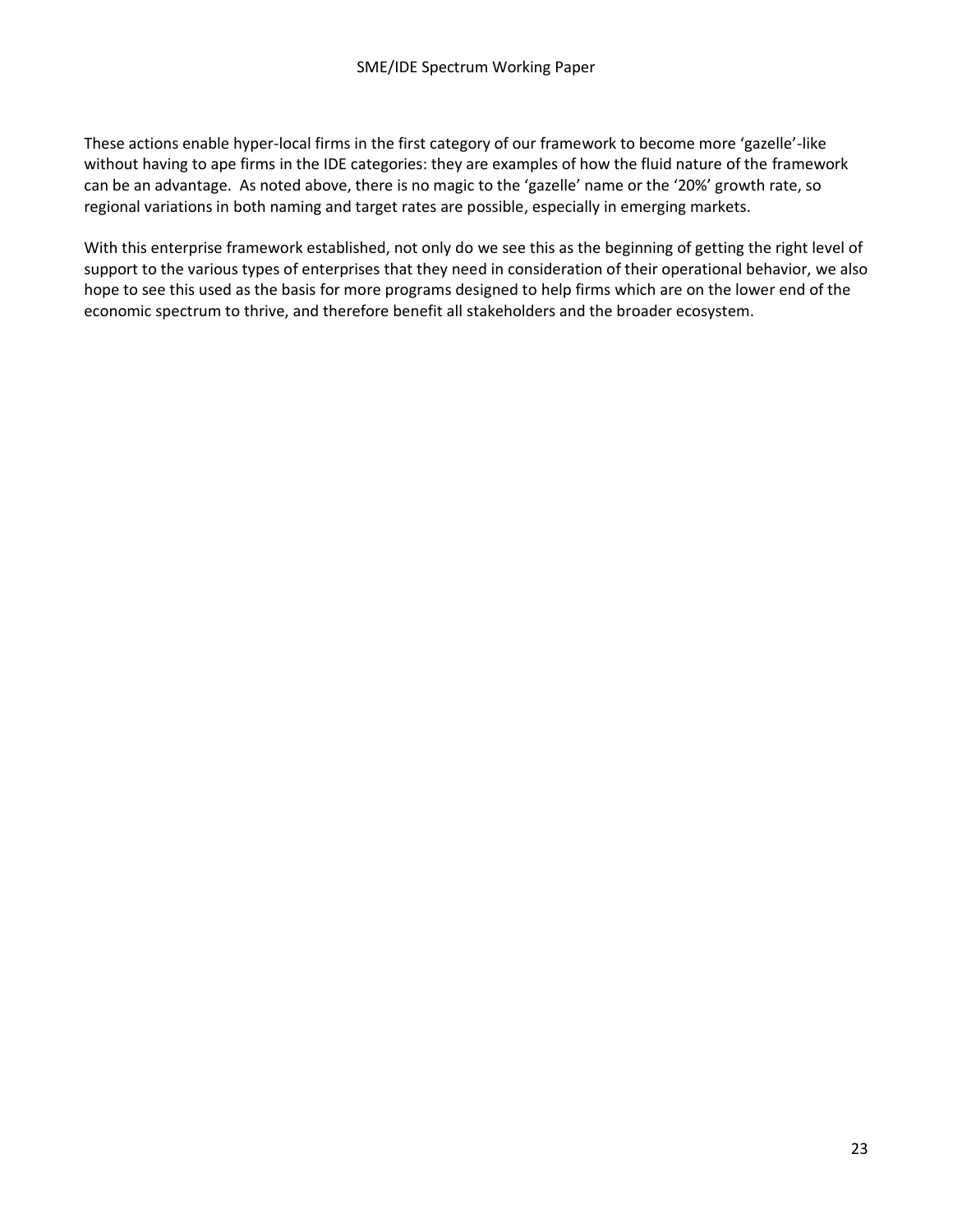These actions enable hyper-local firms in the first category of our framework to become more 'gazelle'-like without having to ape firms in the IDE categories: they are examples of how the fluid nature of the framework can be an advantage. As noted above, there is no magic to the 'gazelle' name or the '20%' growth rate, so regional variations in both naming and target rates are possible, especially in emerging markets.

With this enterprise framework established, not only do we see this as the beginning of getting the right level of support to the various types of enterprises that they need in consideration of their operational behavior, we also hope to see this used as the basis for more programs designed to help firms which are on the lower end of the economic spectrum to thrive, and therefore benefit all stakeholders and the broader ecosystem.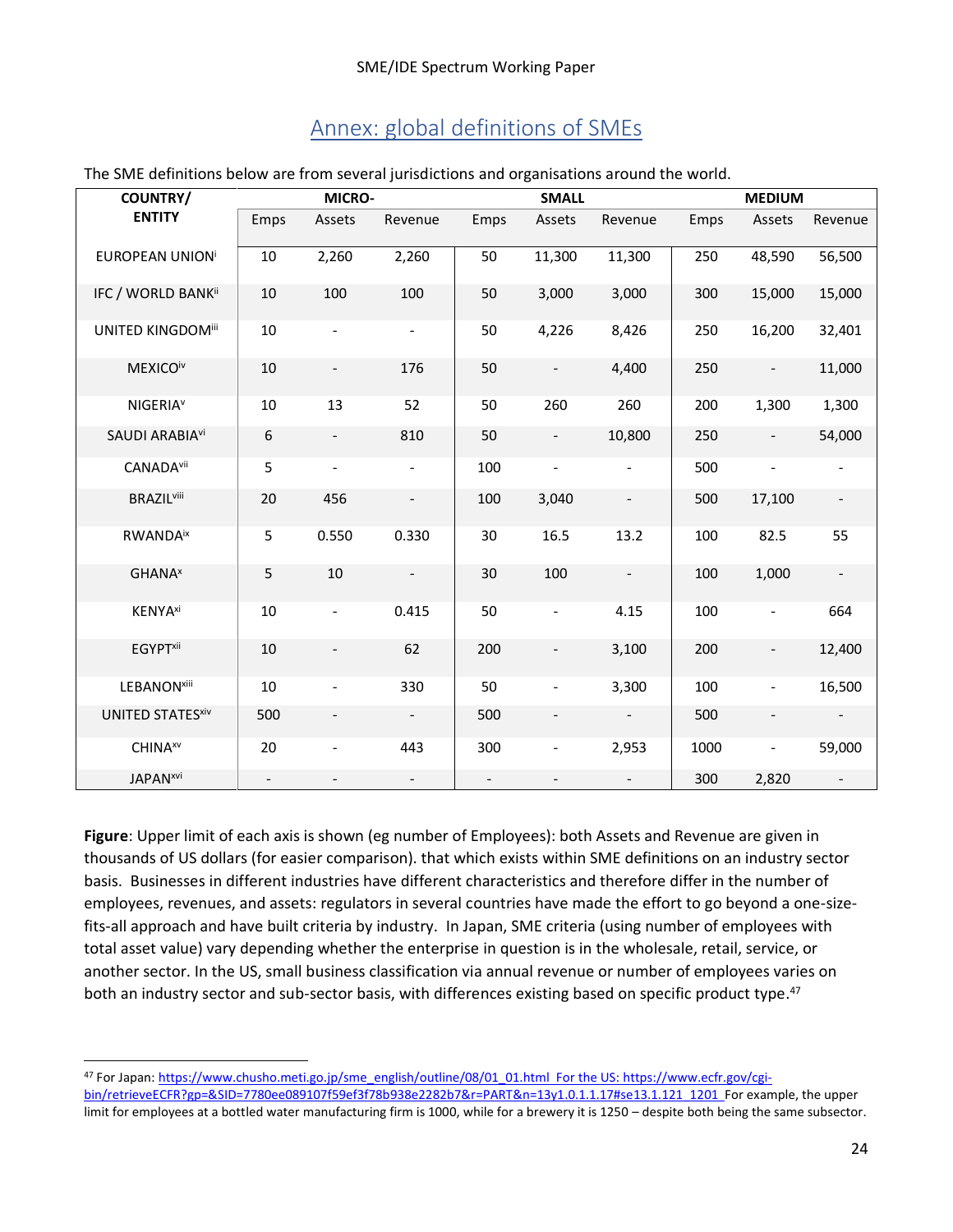## Annex: global definitions of SMEs

The SME definitions below are from several jurisdictions and organisations around the world.

| COUNTRY/ ENTITY | MICRO- | | | SMALL | | | MEDIUM | | |
|---|---|---|---|---|---|---|---|---|---|
| | Emps | Assets | Revenue | Emps | Assets | Revenue | Emps | Assets | Revenue |
| EUROPEAN UNION[i] | 10 | 2,260 | 2,260 | 50 | 11,300 | 11,300 | 250 | 48,590 | 56,500 |
| IFC / WORLD BANK[ii] | 10 | 100 | 100 | 50 | 3,000 | 3,000 | 300 | 15,000 | 15,000 |
| UNITED KINGDOM[iii] | 10 | - | - | 50 | 4,226 | 8,426 | 250 | 16,200 | 32,401 |
| MEXICO[iv] | 10 | - | 176 | 50 | - | 4,400 | 250 | - | 11,000 |
| NIGERIA[v] | 10 | 13 | 52 | 50 | 260 | 260 | 200 | 1,300 | 1,300 |
| SAUDI ARABIA[vi] | 6 | - | 810 | 50 | - | 10,800 | 250 | - | 54,000 |
| CANADA[vii] | 5 | - | - | 100 | - | - | 500 | - | - |
| BRAZIL[viii] | 20 | 456 | - | 100 | 3,040 | - | 500 | 17,100 | - |
| RWANDA[ix] | 5 | 0.550 | 0.330 | 30 | 16.5 | 13.2 | 100 | 82.5 | 55 |
| GHANA[x] | 5 | 10 | - | 30 | 100 | - | 100 | 1,000 | - |
| KENYA[xi] | 10 | - | 0.415 | 50 | - | 4.15 | 100 | - | 664 |
| EGYPT[xii] | 10 | - | 62 | 200 | - | 3,100 | 200 | - | 12,400 |
| LEBANON[xiii] | 10 | - | 330 | 50 | - | 3,300 | 100 | - | 16,500 |
| UNITED STATES[xiv] | 500 | - | - | 500 | - | - | 500 | - | - |
| CHINA[xv] | 20 | - | 443 | 300 | - | 2,953 | 1000 | - | 59,000 |
| JAPAN[xvi] | - | - | - | - | - | - | 300 | 2,820 | - |

**Figure**: Upper limit of each axis is shown (eg number of Employees): both Assets and Revenue are given in thousands of US dollars (for easier comparison). that which exists within SME definitions on an industry sector basis. Businesses in different industries have different characteristics and therefore differ in the number of employees, revenues, and assets: regulators in several countries have made the effort to go beyond a one-size-fits-all approach and have built criteria by industry. In Japan, SME criteria (using number of employees with total asset value) vary depending whether the enterprise in question is in the wholesale, retail, service, or another sector. In the US, small business classification via annual revenue or number of employees varies on both an industry sector and sub-sector basis, with differences existing based on specific product type.[47]

[47] For Japan: https://www.chusho.meti.go.jp/sme_english/outline/08/01_01.html For the US: https://www.ecfr.gov/cgi-bin/retrieveECFR?gp=&SID=7780ee089107f59ef3f78b938e2282b7&r=PART&n=13y1.0.1.1.17#se13.1.121_1201 For example, the upper limit for employees at a bottled water manufacturing firm is 1000, while for a brewery it is 1250 – despite both being the same subsector.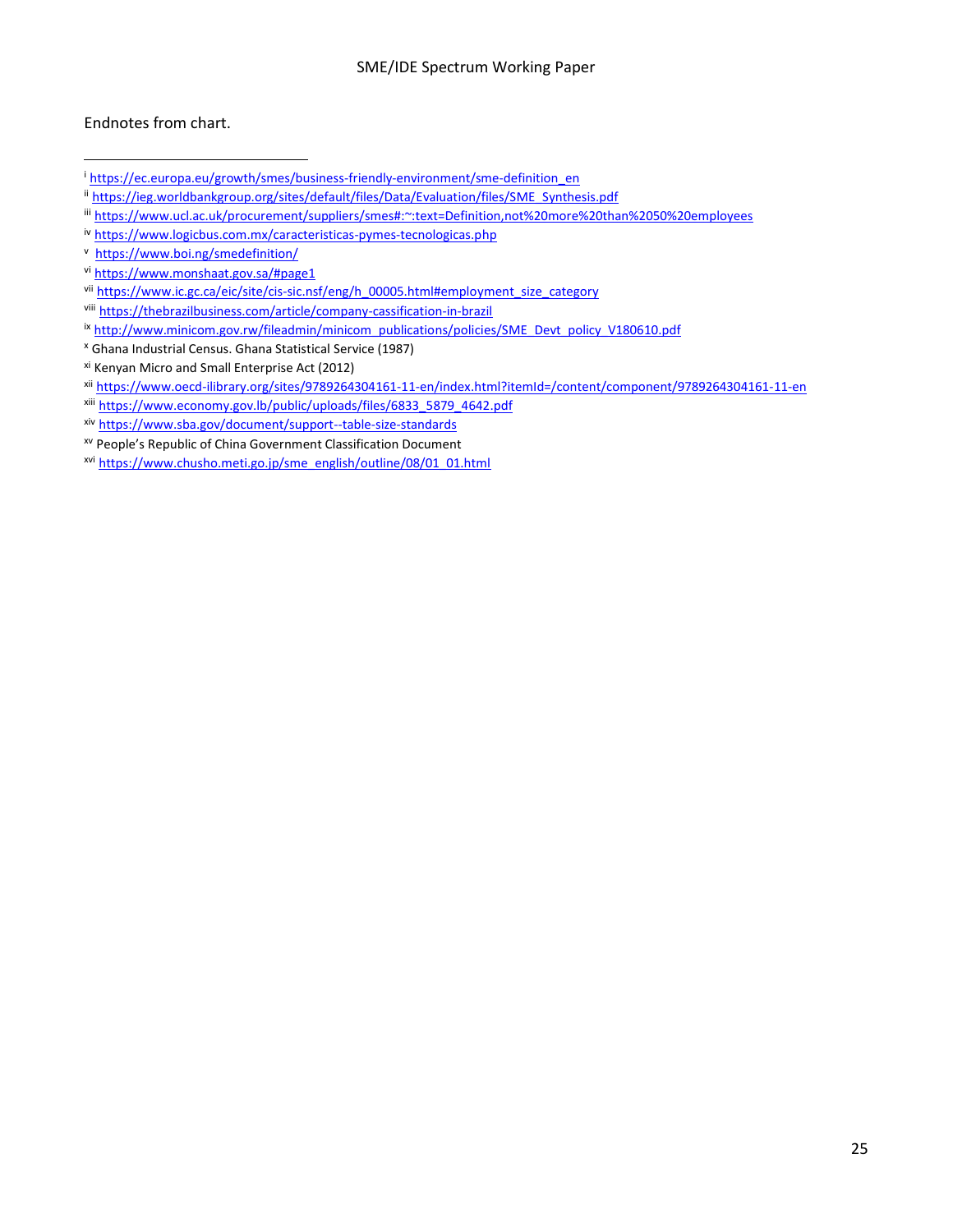Endnotes from chart.

---

[i] https://ec.europa.eu/growth/smes/business-friendly-environment/sme-definition_en

[ii] https://ieg.worldbankgroup.org/sites/default/files/Data/Evaluation/files/SME_Synthesis.pdf

[iii] https://www.ucl.ac.uk/procurement/suppliers/smes#:~:text=Definition,not%20more%20than%2050%20employees

[iv] https://www.logicbus.com.mx/caracteristicas-pymes-tecnologicas.php

[v] https://www.boi.ng/smedefinition/

[vi] https://www.monshaat.gov.sa/#page1

[vii] https://www.ic.gc.ca/eic/site/cis-sic.nsf/eng/h_00005.html#employment_size_category

[viii] https://thebrazilbusiness.com/article/company-cassification-in-brazil

[ix] http://www.minicom.gov.rw/fileadmin/minicom_publications/policies/SME_Devt_policy_V180610.pdf

[x] Ghana Industrial Census. Ghana Statistical Service (1987)

[xi] Kenyan Micro and Small Enterprise Act (2012)

[xii] https://www.oecd-ilibrary.org/sites/9789264304161-11-en/index.html?itemId=/content/component/9789264304161-11-en

[xiii] https://www.economy.gov.lb/public/uploads/files/6833_5879_4642.pdf

[xiv] https://www.sba.gov/document/support--table-size-standards

[xv] People's Republic of China Government Classification Document

[xvi] https://www.chusho.meti.go.jp/sme_english/outline/08/01_01.html